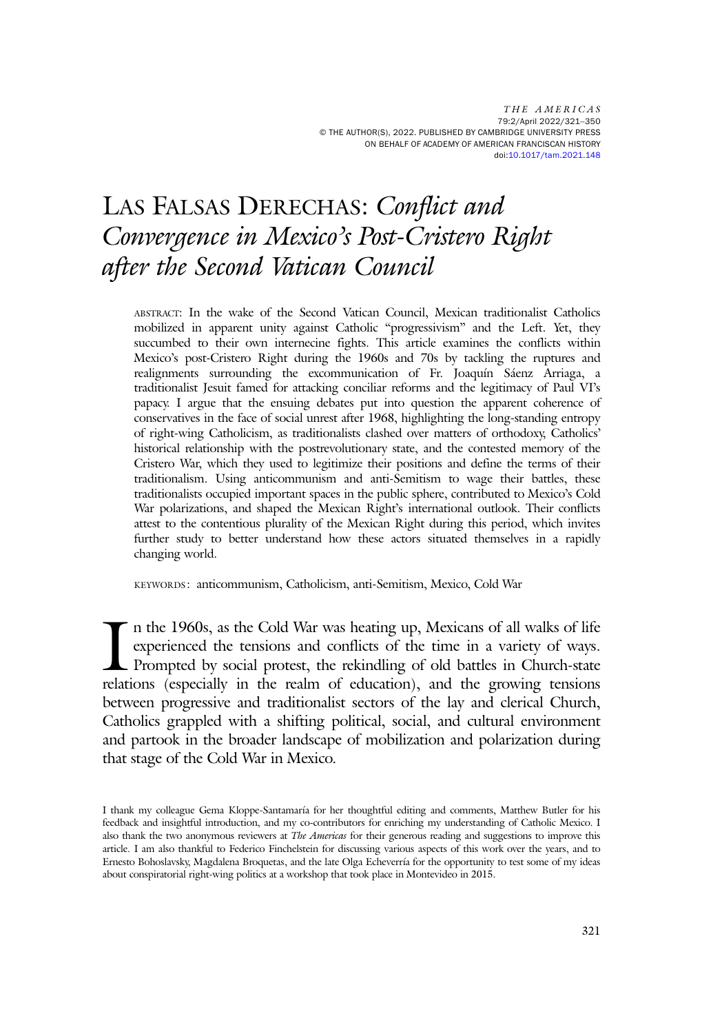# LAS FALSAS DERECHAS: *Conflict and Convergence in Mexico's Post-Cristero Right after the Second Vatican Council*

ABSTRACT: In the wake of the Second Vatican Council, Mexican traditionalist Catholics mobilized in apparent unity against Catholic "progressivism" and the Left. Yet, they succumbed to their own internecine fights. This article examines the conflicts within Mexico's post-Cristero Right during the 1960s and 70s by tackling the ruptures and realignments surrounding the excommunication of Fr. Joaquín Sáenz Arriaga, a traditionalist Jesuit famed for attacking conciliar reforms and the legitimacy of Paul VI's papacy. I argue that the ensuing debates put into question the apparent coherence of conservatives in the face of social unrest after 1968, highlighting the long-standing entropy of right-wing Catholicism, as traditionalists clashed over matters of orthodoxy, Catholics' historical relationship with the postrevolutionary state, and the contested memory of the Cristero War, which they used to legitimize their positions and define the terms of their traditionalism. Using anticommunism and anti-Semitism to wage their battles, these traditionalists occupied important spaces in the public sphere, contributed to Mexico's Cold War polarizations, and shaped the Mexican Right's international outlook. Their conflicts attest to the contentious plurality of the Mexican Right during this period, which invites further study to better understand how these actors situated themselves in a rapidly changing world.

KEYWORDS: anticommunism, Catholicism, anti-Semitism, Mexico, Cold War

In the 1960s, as the Cold War was heating up, Mexicans of all walks of life experienced the tensions and conflicts of the time in a variety of ways. Prompted by social protest, the rekindling of old battles in Church-state relations (especially in the realm of education), and the growing tensions between progressive and traditionalist sectors of the lay and clerical Church, Catholics grappled with a shifting political, social, and cultural environment and partook in the broader landscape of mobilization and polarization during that stage of the Cold War in Mexico.

I thank my colleague Gema Kloppe-Santamaría for her thoughtful editing and comments, Matthew Butler for his feedback and insightful introduction, and my co-contributors for enriching my understanding of Catholic Mexico. I also thank the two anonymous reviewers at *The Americas* for their generous reading and suggestions to improve this article. I am also thankful to Federico Finchelstein for discussing various aspects of this work over the years, and to Ernesto Bohoslavsky, Magdalena Broquetas, and the late Olga Echeverría for the opportunity to test some of my ideas about conspiratorial right-wing politics at a workshop that took place in Montevideo in 2015.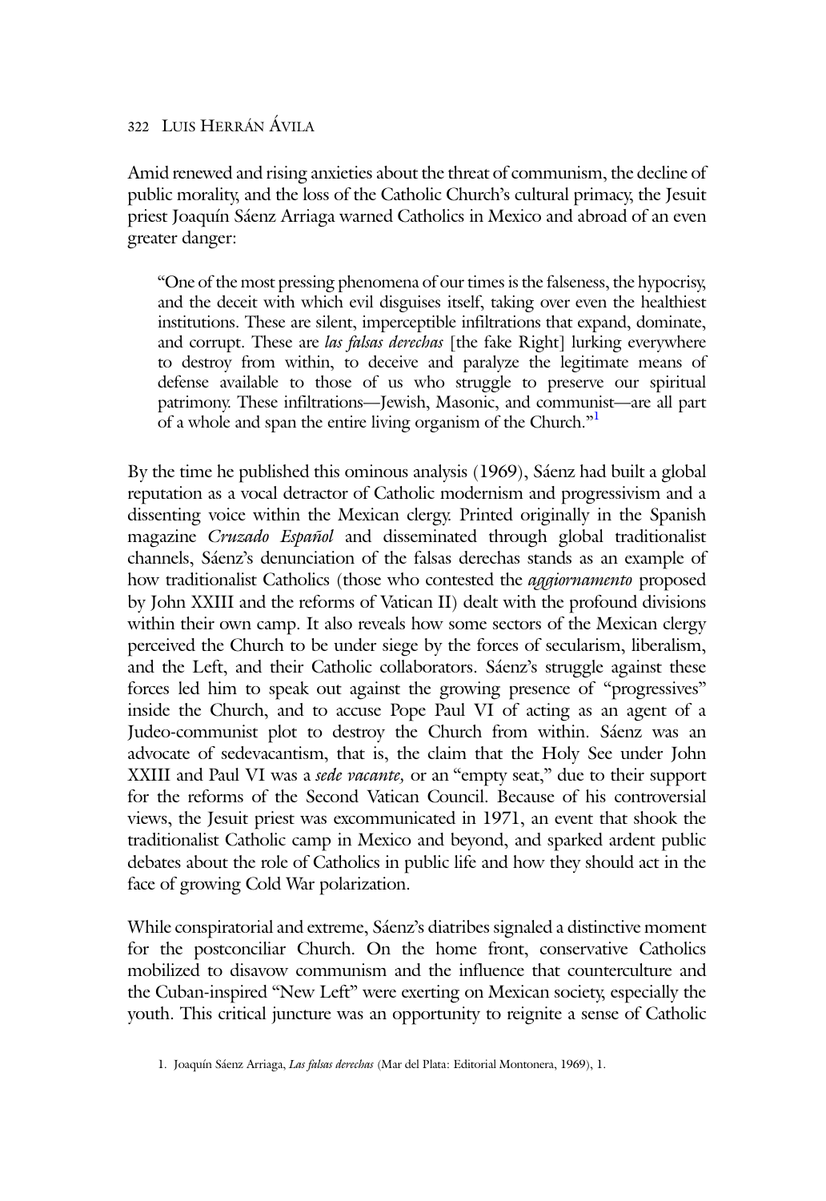Amid renewed and rising anxieties about the threat of communism, the decline of public morality, and the loss of the Catholic Church's cultural primacy, the Jesuit priest Joaquín Sáenz Arriaga warned Catholics in Mexico and abroad of an even greater danger:

> "One of the most pressing phenomena of our times is the falseness, the hypocrisy, and the deceit with which evil disguises itself, taking over even the healthiest institutions. These are silent, imperceptible infiltrations that expand, dominate, and corrupt. These are *las falsas derechas* [the fake Right] lurking everywhere to destroy from within, to deceive and paralyze the legitimate means of defense available to those of us who struggle to preserve our spiritual patrimony. These infiltrations—Jewish, Masonic, and communist—are all part of a whole and span the entire living organism of the Church."[1]

By the time he published this ominous analysis (1969), Sáenz had built a global reputation as a vocal detractor of Catholic modernism and progressivism and a dissenting voice within the Mexican clergy. Printed originally in the Spanish magazine *Cruzado Español* and disseminated through global traditionalist channels, Sáenz's denunciation of the falsas derechas stands as an example of how traditionalist Catholics (those who contested the *aggiornamento* proposed by John XXIII and the reforms of Vatican II) dealt with the profound divisions within their own camp. It also reveals how some sectors of the Mexican clergy perceived the Church to be under siege by the forces of secularism, liberalism, and the Left, and their Catholic collaborators. Sáenz's struggle against these forces led him to speak out against the growing presence of "progressives" inside the Church, and to accuse Pope Paul VI of acting as an agent of a Judeo-communist plot to destroy the Church from within. Sáenz was an advocate of sedevacantism, that is, the claim that the Holy See under John XXIII and Paul VI was a *sede vacante,* or an "empty seat," due to their support for the reforms of the Second Vatican Council. Because of his controversial views, the Jesuit priest was excommunicated in 1971, an event that shook the traditionalist Catholic camp in Mexico and beyond, and sparked ardent public debates about the role of Catholics in public life and how they should act in the face of growing Cold War polarization.

While conspiratorial and extreme, Sáenz's diatribes signaled a distinctive moment for the postconciliar Church. On the home front, conservative Catholics mobilized to disavow communism and the influence that counterculture and the Cuban-inspired "New Left" were exerting on Mexican society, especially the youth. This critical juncture was an opportunity to reignite a sense of Catholic

1. Joaquín Sáenz Arriaga, *Las falsas derechas* (Mar del Plata: Editorial Montonera, 1969), 1.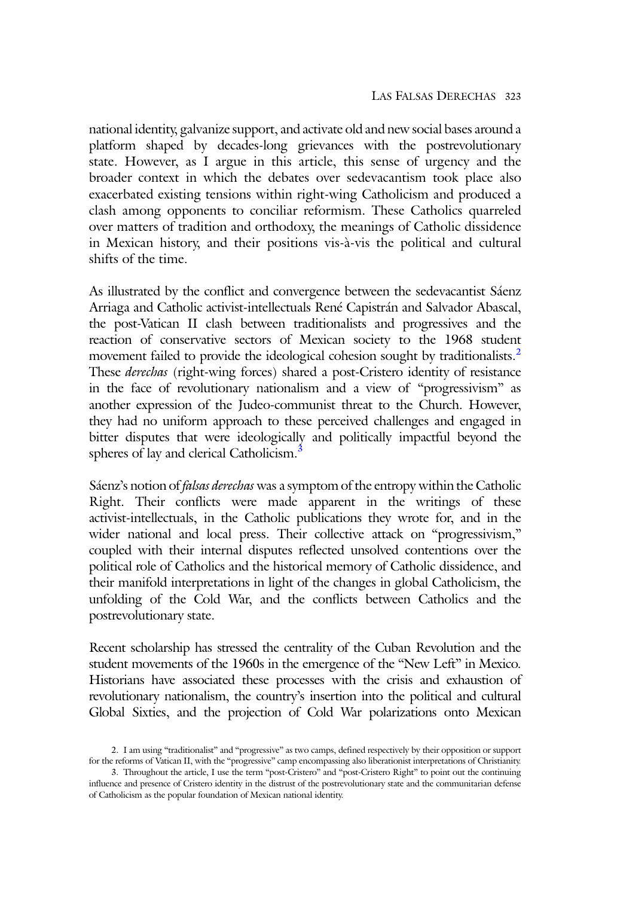national identity, galvanize support, and activate old and new social bases around a platform shaped by decades-long grievances with the postrevolutionary state. However, as I argue in this article, this sense of urgency and the broader context in which the debates over sedevacantism took place also exacerbated existing tensions within right-wing Catholicism and produced a clash among opponents to conciliar reformism. These Catholics quarreled over matters of tradition and orthodoxy, the meanings of Catholic dissidence in Mexican history, and their positions vis-à-vis the political and cultural shifts of the time.

As illustrated by the conflict and convergence between the sedevacantist Sáenz Arriaga and Catholic activist-intellectuals René Capistrán and Salvador Abascal, the post-Vatican II clash between traditionalists and progressives and the reaction of conservative sectors of Mexican society to the 1968 student movement failed to provide the ideological cohesion sought by traditionalists.[2] These *derechas* (right-wing forces) shared a post-Cristero identity of resistance in the face of revolutionary nationalism and a view of "progressivism" as another expression of the Judeo-communist threat to the Church. However, they had no uniform approach to these perceived challenges and engaged in bitter disputes that were ideologically and politically impactful beyond the spheres of lay and clerical Catholicism.[3]

Sáenz's notion of *falsas derechas* was a symptom of the entropy within the Catholic Right. Their conflicts were made apparent in the writings of these activist-intellectuals, in the Catholic publications they wrote for, and in the wider national and local press. Their collective attack on "progressivism," coupled with their internal disputes reflected unsolved contentions over the political role of Catholics and the historical memory of Catholic dissidence, and their manifold interpretations in light of the changes in global Catholicism, the unfolding of the Cold War, and the conflicts between Catholics and the postrevolutionary state.

Recent scholarship has stressed the centrality of the Cuban Revolution and the student movements of the 1960s in the emergence of the "New Left" in Mexico. Historians have associated these processes with the crisis and exhaustion of revolutionary nationalism, the country's insertion into the political and cultural Global Sixties, and the projection of Cold War polarizations onto Mexican

2. I am using "traditionalist" and "progressive" as two camps, defined respectively by their opposition or support for the reforms of Vatican II, with the "progressive" camp encompassing also liberationist interpretations of Christianity.

3. Throughout the article, I use the term "post-Cristero" and "post-Cristero Right" to point out the continuing influence and presence of Cristero identity in the distrust of the postrevolutionary state and the communitarian defense of Catholicism as the popular foundation of Mexican national identity.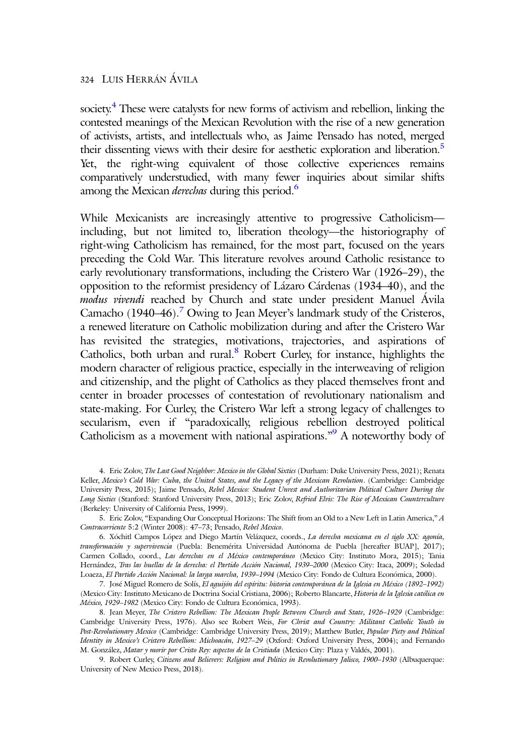society.[4] These were catalysts for new forms of activism and rebellion, linking the contested meanings of the Mexican Revolution with the rise of a new generation of activists, artists, and intellectuals who, as Jaime Pensado has noted, merged their dissenting views with their desire for aesthetic exploration and liberation.[5] Yet, the right-wing equivalent of those collective experiences remains comparatively understudied, with many fewer inquiries about similar shifts among the Mexican *derechas* during this period.[6]

While Mexicanists are increasingly attentive to progressive Catholicism—including, but not limited to, liberation theology—the historiography of right-wing Catholicism has remained, for the most part, focused on the years preceding the Cold War. This literature revolves around Catholic resistance to early revolutionary transformations, including the Cristero War (1926–29), the opposition to the reformist presidency of Lázaro Cárdenas (1934–40), and the *modus vivendi* reached by Church and state under president Manuel Ávila Camacho (1940–46).[7] Owing to Jean Meyer's landmark study of the Cristeros, a renewed literature on Catholic mobilization during and after the Cristero War has revisited the strategies, motivations, trajectories, and aspirations of Catholics, both urban and rural.[8] Robert Curley, for instance, highlights the modern character of religious practice, especially in the interweaving of religion and citizenship, and the plight of Catholics as they placed themselves front and center in broader processes of contestation of revolutionary nationalism and state-making. For Curley, the Cristero War left a strong legacy of challenges to secularism, even if "paradoxically, religious rebellion destroyed political Catholicism as a movement with national aspirations."[9] A noteworthy body of

4. Eric Zolov, *The Last Good Neighbor: Mexico in the Global Sixties* (Durham: Duke University Press, 2021); Renata Keller, *Mexico's Cold War: Cuba, the United States, and the Legacy of the Mexican Revolution*. (Cambridge: Cambridge University Press, 2015); Jaime Pensado, *Rebel Mexico: Student Unrest and Authoritarian Political Culture During the Long Sixties* (Stanford: Stanford University Press, 2013); Eric Zolov, *Refried Elvis: The Rise of Mexican Counterculture* (Berkeley: University of California Press, 1999).

5. Eric Zolov, "Expanding Our Conceptual Horizons: The Shift from an Old to a New Left in Latin America," *A Contracorriente* 5:2 (Winter 2008): 47–73; Pensado, *Rebel Mexico*.

6. Xóchitl Campos López and Diego Martín Velázquez, coords., *La derecha mexicana en el siglo XX: agonía, transformación y supervivencia* (Puebla: Benemérita Universidad Autónoma de Puebla [hereafter BUAP], 2017); Carmen Collado, coord., *Las derechas en el México contemporáneo* (Mexico City: Instituto Mora, 2015); Tania Hernández, *Tras las huellas de la derecha: el Partido Acción Nacional, 1939–2000* (Mexico City: Itaca, 2009); Soledad Loaeza, *El Partido Acción Nacional: la larga marcha, 1939–1994* (Mexico City: Fondo de Cultura Económica, 2000).

7. José Miguel Romero de Solís, *El aguijón del espíritu: historia contemporánea de la Iglesia en México (1892–1992)* (Mexico City: Instituto Mexicano de Doctrina Social Cristiana, 2006); Roberto Blancarte, *Historia de la Iglesia católica en México, 1929–1982* (Mexico City: Fondo de Cultura Económica, 1993).

8. Jean Meyer, *The Cristero Rebellion: The Mexican People Between Church and State, 1926–1929* (Cambridge: Cambridge University Press, 1976). Also see Robert Weis, *For Christ and Country: Militant Catholic Youth in Post-Revolutionary Mexico* (Cambridge: Cambridge University Press, 2019); Matthew Butler, *Popular Piety and Political Identity in Mexico's Cristero Rebellion: Michoacán, 1927–29* (Oxford: Oxford University Press, 2004); and Fernando M. González, *Matar y morir por Cristo Rey: aspectos de la Cristiada* (Mexico City: Plaza y Valdés, 2001).

9. Robert Curley, *Citizens and Believers: Religion and Politics in Revolutionary Jalisco, 1900–1930* (Albuquerque: University of New Mexico Press, 2018).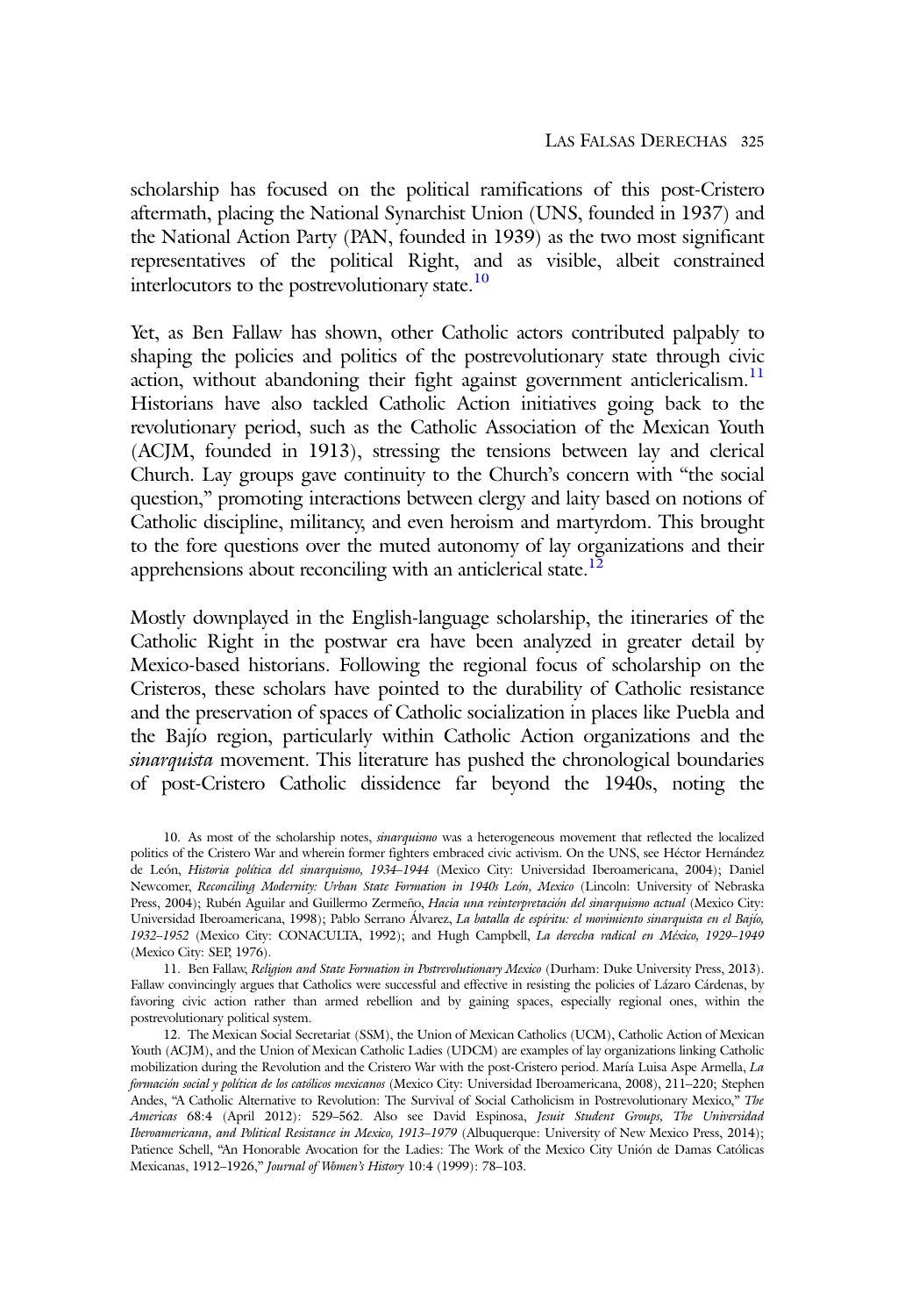scholarship has focused on the political ramifications of this post-Cristero aftermath, placing the National Synarchist Union (UNS, founded in 1937) and the National Action Party (PAN, founded in 1939) as the two most significant representatives of the political Right, and as visible, albeit constrained interlocutors to the postrevolutionary state.[10]

Yet, as Ben Fallaw has shown, other Catholic actors contributed palpably to shaping the policies and politics of the postrevolutionary state through civic action, without abandoning their fight against government anticlericalism.[11] Historians have also tackled Catholic Action initiatives going back to the revolutionary period, such as the Catholic Association of the Mexican Youth (ACJM, founded in 1913), stressing the tensions between lay and clerical Church. Lay groups gave continuity to the Church's concern with "the social question," promoting interactions between clergy and laity based on notions of Catholic discipline, militancy, and even heroism and martyrdom. This brought to the fore questions over the muted autonomy of lay organizations and their apprehensions about reconciling with an anticlerical state.[12]

Mostly downplayed in the English-language scholarship, the itineraries of the Catholic Right in the postwar era have been analyzed in greater detail by Mexico-based historians. Following the regional focus of scholarship on the Cristeros, these scholars have pointed to the durability of Catholic resistance and the preservation of spaces of Catholic socialization in places like Puebla and the Bajío region, particularly within Catholic Action organizations and the *sinarquista* movement. This literature has pushed the chronological boundaries of post-Cristero Catholic dissidence far beyond the 1940s, noting the

10. As most of the scholarship notes, *sinarquismo* was a heterogeneous movement that reflected the localized politics of the Cristero War and wherein former fighters embraced civic activism. On the UNS, see Héctor Hernández de León, *Historia política del sinarquismo, 1934–1944* (Mexico City: Universidad Iberoamericana, 2004); Daniel Newcomer, *Reconciling Modernity: Urban State Formation in 1940s León, Mexico* (Lincoln: University of Nebraska Press, 2004); Rubén Aguilar and Guillermo Zermeño, *Hacia una reinterpretación del sinarquismo actual* (Mexico City: Universidad Iberoamericana, 1998); Pablo Serrano Álvarez, *La batalla de espíritu: el movimiento sinarquista en el Bajío, 1932–1952* (Mexico City: CONACULTA, 1992); and Hugh Campbell, *La derecha radical en México, 1929–1949* (Mexico City: SEP, 1976).

11. Ben Fallaw, *Religion and State Formation in Postrevolutionary Mexico* (Durham: Duke University Press, 2013). Fallaw convincingly argues that Catholics were successful and effective in resisting the policies of Lázaro Cárdenas, by favoring civic action rather than armed rebellion and by gaining spaces, especially regional ones, within the postrevolutionary political system.

12. The Mexican Social Secretariat (SSM), the Union of Mexican Catholics (UCM), Catholic Action of Mexican Youth (ACJM), and the Union of Mexican Catholic Ladies (UDCM) are examples of lay organizations linking Catholic mobilization during the Revolution and the Cristero War with the post-Cristero period. María Luisa Aspe Armella, *La formación social y política de los católicos mexicanos* (Mexico City: Universidad Iberoamericana, 2008), 211–220; Stephen Andes, "A Catholic Alternative to Revolution: The Survival of Social Catholicism in Postrevolutionary Mexico," *The Americas* 68:4 (April 2012): 529–562. Also see David Espinosa, *Jesuit Student Groups, The Universidad Iberoamericana, and Political Resistance in Mexico, 1913–1979* (Albuquerque: University of New Mexico Press, 2014); Patience Schell, "An Honorable Avocation for the Ladies: The Work of the Mexico City Unión de Damas Católicas Mexicanas, 1912–1926," *Journal of Women's History* 10:4 (1999): 78–103.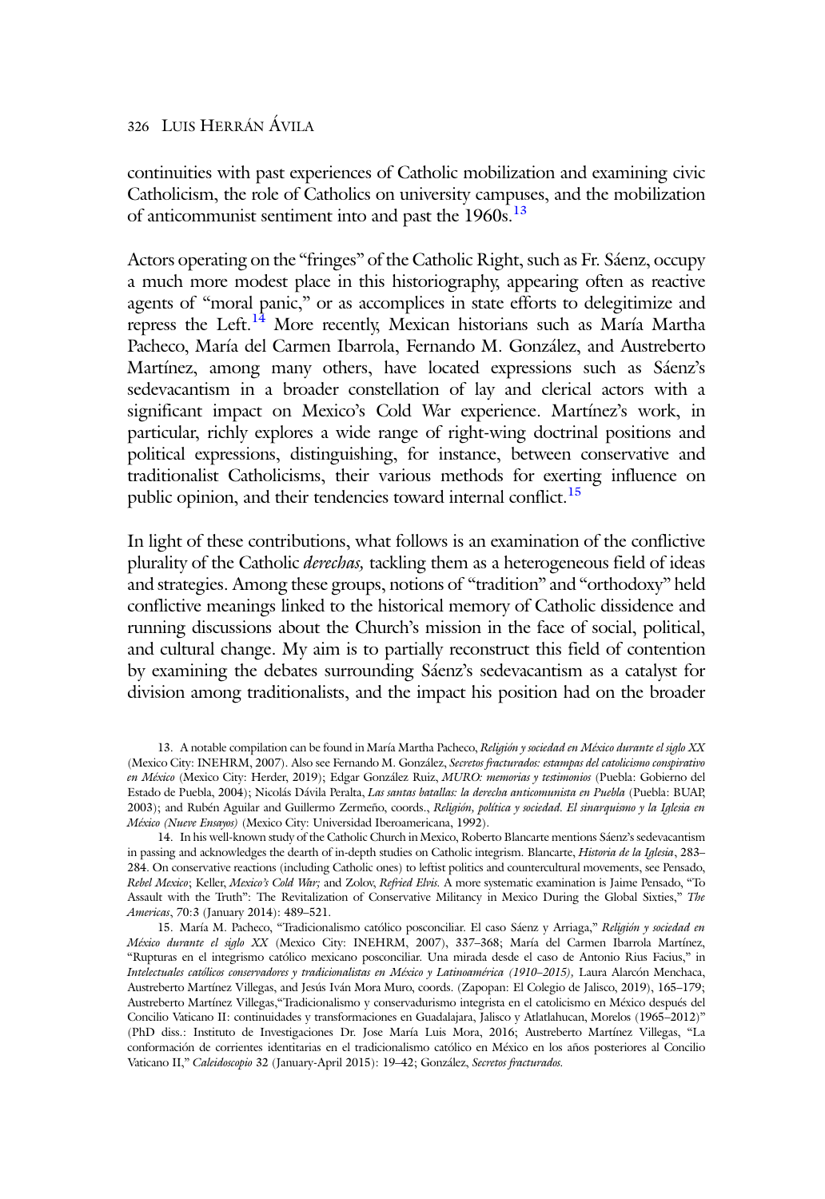continuities with past experiences of Catholic mobilization and examining civic Catholicism, the role of Catholics on university campuses, and the mobilization of anticommunist sentiment into and past the 1960s.[13]

Actors operating on the "fringes" of the Catholic Right, such as Fr. Sáenz, occupy a much more modest place in this historiography, appearing often as reactive agents of "moral panic," or as accomplices in state efforts to delegitimize and repress the Left.[14] More recently, Mexican historians such as María Martha Pacheco, María del Carmen Ibarrola, Fernando M. González, and Austreberto Martínez, among many others, have located expressions such as Sáenz's sedevacantism in a broader constellation of lay and clerical actors with a significant impact on Mexico's Cold War experience. Martínez's work, in particular, richly explores a wide range of right-wing doctrinal positions and political expressions, distinguishing, for instance, between conservative and traditionalist Catholicisms, their various methods for exerting influence on public opinion, and their tendencies toward internal conflict.[15]

In light of these contributions, what follows is an examination of the conflictive plurality of the Catholic *derechas,* tackling them as a heterogeneous field of ideas and strategies. Among these groups, notions of "tradition" and "orthodoxy" held conflictive meanings linked to the historical memory of Catholic dissidence and running discussions about the Church's mission in the face of social, political, and cultural change. My aim is to partially reconstruct this field of contention by examining the debates surrounding Sáenz's sedevacantism as a catalyst for division among traditionalists, and the impact his position had on the broader

13. A notable compilation can be found in María Martha Pacheco, *Religión y sociedad en México durante el siglo XX* (Mexico City: INEHRM, 2007). Also see Fernando M. González, *Secretos fracturados: estampas del catolicismo conspirativo en México* (Mexico City: Herder, 2019); Edgar González Ruiz, *MURO: memorias y testimonios* (Puebla: Gobierno del Estado de Puebla, 2004); Nicolás Dávila Peralta, *Las santas batallas: la derecha anticomunista en Puebla* (Puebla: BUAP, 2003); and Rubén Aguilar and Guillermo Zermeño, coords., *Religión, política y sociedad. El sinarquismo y la Iglesia en México (Nueve Ensayos)* (Mexico City: Universidad Iberoamericana, 1992).

14. In his well-known study of the Catholic Church in Mexico, Roberto Blancarte mentions Sáenz's sedevacantism in passing and acknowledges the dearth of in-depth studies on Catholic integrism. Blancarte, *Historia de la Iglesia*, 283–284. On conservative reactions (including Catholic ones) to leftist politics and countercultural movements, see Pensado, *Rebel Mexico*; Keller, *Mexico's Cold War;* and Zolov, *Refried Elvis.* A more systematic examination is Jaime Pensado, "To Assault with the Truth": The Revitalization of Conservative Militancy in Mexico During the Global Sixties," *The Americas*, 70:3 (January 2014): 489–521.

15. María M. Pacheco, "Tradicionalismo católico posconciliar. El caso Sáenz y Arriaga," *Religión y sociedad en México durante el siglo XX* (Mexico City: INEHRM, 2007), 337–368; María del Carmen Ibarrola Martínez, "Rupturas en el integrismo católico mexicano posconciliar. Una mirada desde el caso de Antonio Rius Facius," in *Intelectuales católicos conservadores y tradicionalistas en México y Latinoamérica (1910–2015),* Laura Alarcón Menchaca, Austreberto Martínez Villegas, and Jesús Iván Mora Muro, coords. (Zapopan: El Colegio de Jalisco, 2019), 165–179; Austreberto Martínez Villegas,"Tradicionalismo y conservadurismo integrista en el catolicismo en México después del Concilio Vaticano II: continuidades y transformaciones en Guadalajara, Jalisco y Atlatlahucan, Morelos (1965–2012)" (PhD diss.: Instituto de Investigaciones Dr. Jose María Luis Mora, 2016; Austreberto Martínez Villegas, "La conformación de corrientes identitarias en el tradicionalismo católico en México en los años posteriores al Concilio Vaticano II," *Caleidoscopio* 32 (January-April 2015): 19–42; González, *Secretos fracturados.*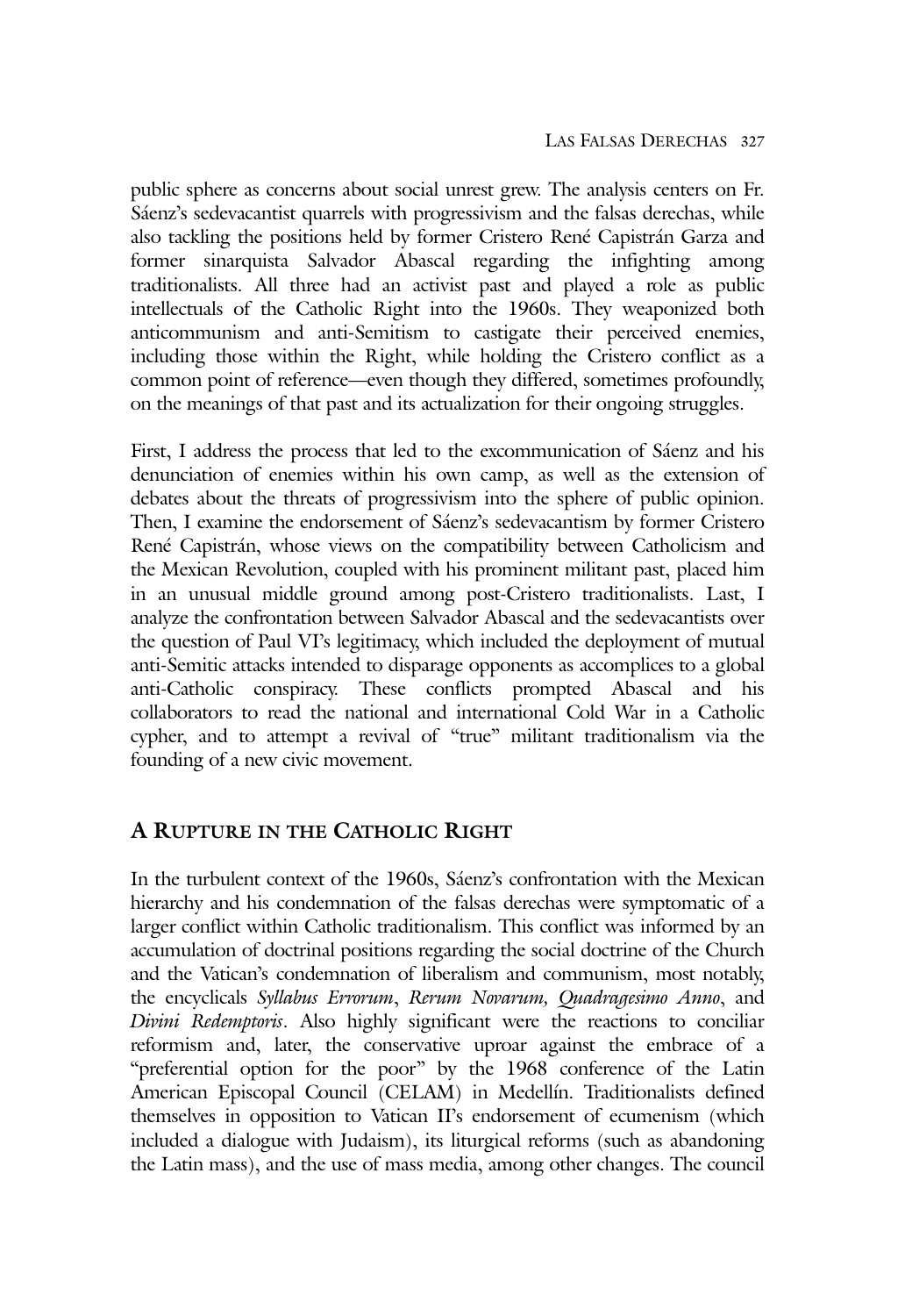public sphere as concerns about social unrest grew. The analysis centers on Fr. Sáenz's sedevacantist quarrels with progressivism and the falsas derechas, while also tackling the positions held by former Cristero René Capistrán Garza and former sinarquista Salvador Abascal regarding the infighting among traditionalists. All three had an activist past and played a role as public intellectuals of the Catholic Right into the 1960s. They weaponized both anticommunism and anti-Semitism to castigate their perceived enemies, including those within the Right, while holding the Cristero conflict as a common point of reference—even though they differed, sometimes profoundly, on the meanings of that past and its actualization for their ongoing struggles.

First, I address the process that led to the excommunication of Sáenz and his denunciation of enemies within his own camp, as well as the extension of debates about the threats of progressivism into the sphere of public opinion. Then, I examine the endorsement of Sáenz's sedevacantism by former Cristero René Capistrán, whose views on the compatibility between Catholicism and the Mexican Revolution, coupled with his prominent militant past, placed him in an unusual middle ground among post-Cristero traditionalists. Last, I analyze the confrontation between Salvador Abascal and the sedevacantists over the question of Paul VI's legitimacy, which included the deployment of mutual anti-Semitic attacks intended to disparage opponents as accomplices to a global anti-Catholic conspiracy. These conflicts prompted Abascal and his collaborators to read the national and international Cold War in a Catholic cypher, and to attempt a revival of "true" militant traditionalism via the founding of a new civic movement.

## A Rupture in the Catholic Right

In the turbulent context of the 1960s, Sáenz's confrontation with the Mexican hierarchy and his condemnation of the falsas derechas were symptomatic of a larger conflict within Catholic traditionalism. This conflict was informed by an accumulation of doctrinal positions regarding the social doctrine of the Church and the Vatican's condemnation of liberalism and communism, most notably, the encyclicals *Syllabus Errorum*, *Rerum Novarum, Quadragesimo Anno*, and *Divini Redemptoris*. Also highly significant were the reactions to conciliar reformism and, later, the conservative uproar against the embrace of a "preferential option for the poor" by the 1968 conference of the Latin American Episcopal Council (CELAM) in Medellín. Traditionalists defined themselves in opposition to Vatican II's endorsement of ecumenism (which included a dialogue with Judaism), its liturgical reforms (such as abandoning the Latin mass), and the use of mass media, among other changes. The council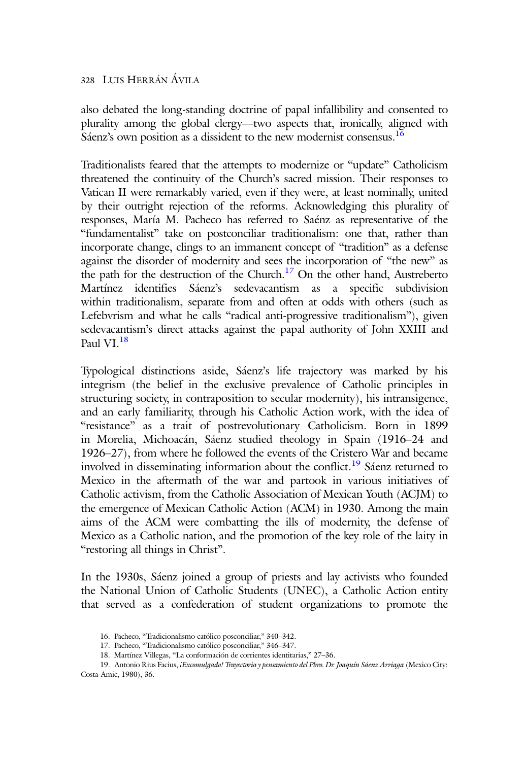also debated the long-standing doctrine of papal infallibility and consented to plurality among the global clergy—two aspects that, ironically, aligned with Sáenz's own position as a dissident to the new modernist consensus.[16]

Traditionalists feared that the attempts to modernize or "update" Catholicism threatened the continuity of the Church's sacred mission. Their responses to Vatican II were remarkably varied, even if they were, at least nominally, united by their outright rejection of the reforms. Acknowledging this plurality of responses, María M. Pacheco has referred to Saénz as representative of the "fundamentalist" take on postconciliar traditionalism: one that, rather than incorporate change, clings to an immanent concept of "tradition" as a defense against the disorder of modernity and sees the incorporation of "the new" as the path for the destruction of the Church.[17] On the other hand, Austreberto Martínez identifies Sáenz's sedevacantism as a specific subdivision within traditionalism, separate from and often at odds with others (such as Lefebvrism and what he calls "radical anti-progressive traditionalism"), given sedevacantism's direct attacks against the papal authority of John XXIII and Paul VI.[18]

Typological distinctions aside, Sáenz's life trajectory was marked by his integrism (the belief in the exclusive prevalence of Catholic principles in structuring society, in contraposition to secular modernity), his intransigence, and an early familiarity, through his Catholic Action work, with the idea of "resistance" as a trait of postrevolutionary Catholicism. Born in 1899 in Morelia, Michoacán, Sáenz studied theology in Spain (1916–24 and 1926–27), from where he followed the events of the Cristero War and became involved in disseminating information about the conflict.[19] Sáenz returned to Mexico in the aftermath of the war and partook in various initiatives of Catholic activism, from the Catholic Association of Mexican Youth (ACJM) to the emergence of Mexican Catholic Action (ACM) in 1930. Among the main aims of the ACM were combatting the ills of modernity, the defense of Mexico as a Catholic nation, and the promotion of the key role of the laity in "restoring all things in Christ".

In the 1930s, Sáenz joined a group of priests and lay activists who founded the National Union of Catholic Students (UNEC), a Catholic Action entity that served as a confederation of student organizations to promote the

16. Pacheco, "Tradicionalismo católico posconciliar," 340–342.

17. Pacheco, "Tradicionalismo católico posconciliar," 346–347.

18. Martínez Villegas, "La conformación de corrientes identitarias," 27–36.

19. Antonio Rius Facius, *¡Excomulgado! Trayectoria y pensamiento del Pbro. Dr. Joaquín Sáenz Arriaga* (Mexico City: Costa-Amic, 1980), 36.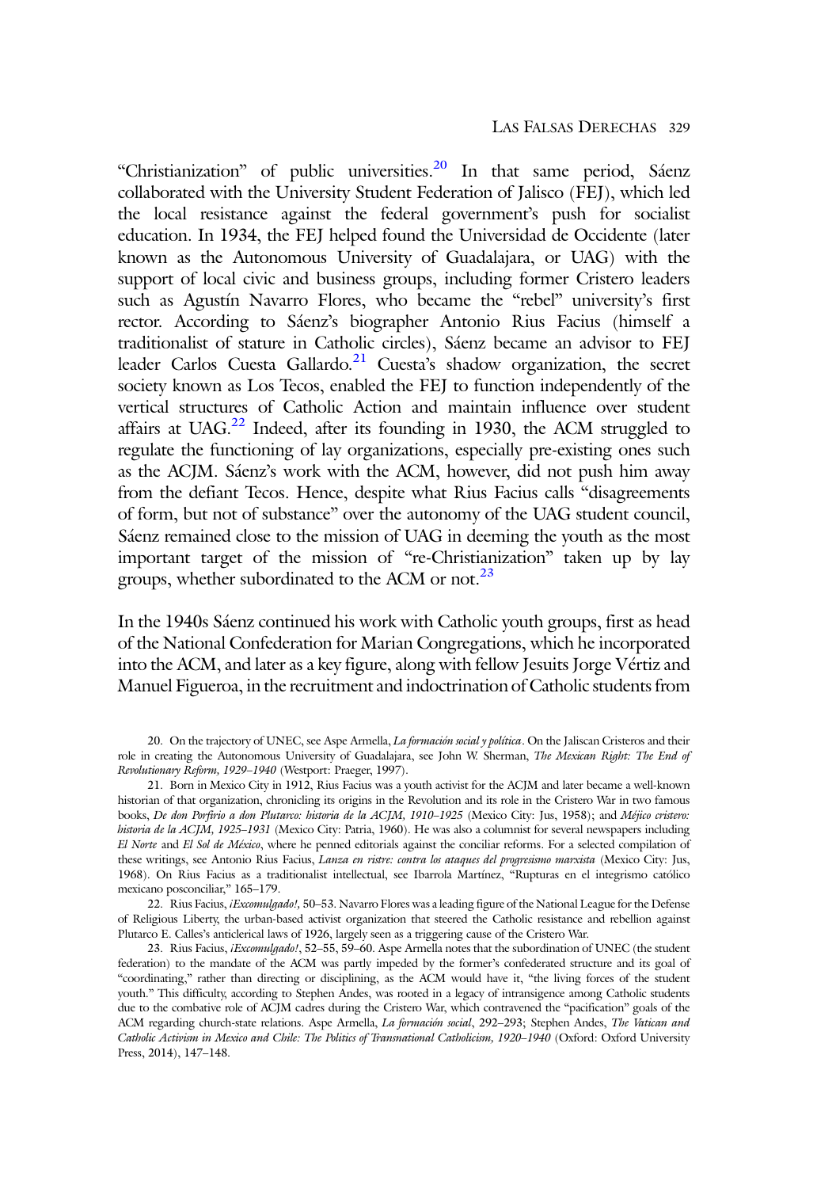"Christianization" of public universities.[20] In that same period, Sáenz collaborated with the University Student Federation of Jalisco (FEJ), which led the local resistance against the federal government's push for socialist education. In 1934, the FEJ helped found the Universidad de Occidente (later known as the Autonomous University of Guadalajara, or UAG) with the support of local civic and business groups, including former Cristero leaders such as Agustín Navarro Flores, who became the "rebel" university's first rector. According to Sáenz's biographer Antonio Rius Facius (himself a traditionalist of stature in Catholic circles), Sáenz became an advisor to FEJ leader Carlos Cuesta Gallardo.[21] Cuesta's shadow organization, the secret society known as Los Tecos, enabled the FEJ to function independently of the vertical structures of Catholic Action and maintain influence over student affairs at UAG.[22] Indeed, after its founding in 1930, the ACM struggled to regulate the functioning of lay organizations, especially pre-existing ones such as the ACJM. Sáenz's work with the ACM, however, did not push him away from the defiant Tecos. Hence, despite what Rius Facius calls "disagreements of form, but not of substance" over the autonomy of the UAG student council, Sáenz remained close to the mission of UAG in deeming the youth as the most important target of the mission of "re-Christianization" taken up by lay groups, whether subordinated to the ACM or not.[23]

In the 1940s Sáenz continued his work with Catholic youth groups, first as head of the National Confederation for Marian Congregations, which he incorporated into the ACM, and later as a key figure, along with fellow Jesuits Jorge Vértiz and Manuel Figueroa, in the recruitment and indoctrination of Catholic students from

20. On the trajectory of UNEC, see Aspe Armella, *La formación social y política*. On the Jaliscan Cristeros and their role in creating the Autonomous University of Guadalajara, see John W. Sherman, *The Mexican Right: The End of Revolutionary Reform, 1929–1940* (Westport: Praeger, 1997).

21. Born in Mexico City in 1912, Rius Facius was a youth activist for the ACJM and later became a well-known historian of that organization, chronicling its origins in the Revolution and its role in the Cristero War in two famous books, *De don Porfirio a don Plutarco: historia de la ACJM, 1910–1925* (Mexico City: Jus, 1958); and *Méjico cristero: historia de la ACJM, 1925–1931* (Mexico City: Patria, 1960). He was also a columnist for several newspapers including *El Norte* and *El Sol de México*, where he penned editorials against the conciliar reforms. For a selected compilation of these writings, see Antonio Rius Facius, *Lanza en ristre: contra los ataques del progresismo marxista* (Mexico City: Jus, 1968). On Rius Facius as a traditionalist intellectual, see Ibarrola Martínez, "Rupturas en el integrismo católico mexicano posconciliar," 165–179.

22. Rius Facius, *¡Excomulgado!*, 50–53. Navarro Flores was a leading figure of the National League for the Defense of Religious Liberty, the urban-based activist organization that steered the Catholic resistance and rebellion against Plutarco E. Calles's anticlerical laws of 1926, largely seen as a triggering cause of the Cristero War.

23. Rius Facius, *¡Excomulgado!*, 52–55, 59–60. Aspe Armella notes that the subordination of UNEC (the student federation) to the mandate of the ACM was partly impeded by the former's confederated structure and its goal of "coordinating," rather than directing or disciplining, as the ACM would have it, "the living forces of the student youth." This difficulty, according to Stephen Andes, was rooted in a legacy of intransigence among Catholic students due to the combative role of ACJM cadres during the Cristero War, which contravened the "pacification" goals of the ACM regarding church-state relations. Aspe Armella, *La formación social*, 292–293; Stephen Andes, *The Vatican and Catholic Activism in Mexico and Chile: The Politics of Transnational Catholicism, 1920–1940* (Oxford: Oxford University Press, 2014), 147–148.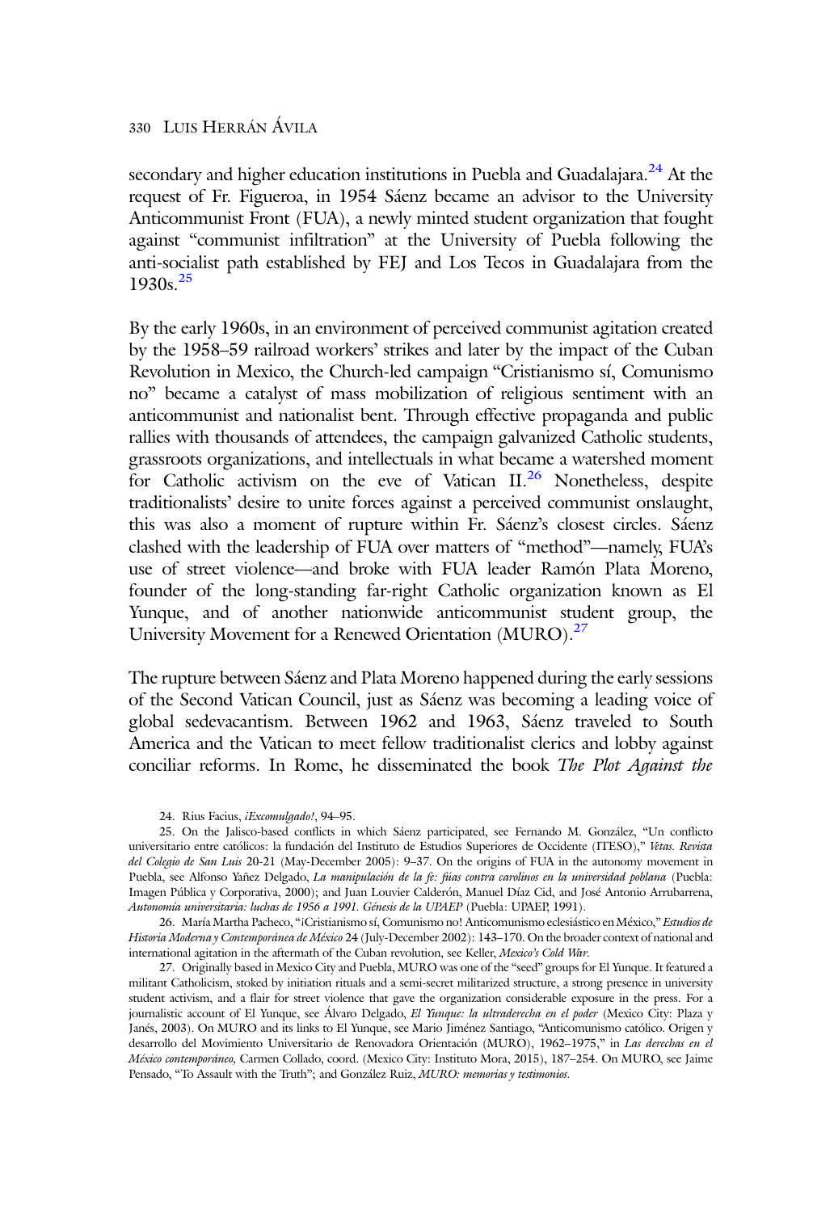secondary and higher education institutions in Puebla and Guadalajara.[24] At the request of Fr. Figueroa, in 1954 Sáenz became an advisor to the University Anticommunist Front (FUA), a newly minted student organization that fought against "communist infiltration" at the University of Puebla following the anti-socialist path established by FEJ and Los Tecos in Guadalajara from the 1930s.[25]

By the early 1960s, in an environment of perceived communist agitation created by the 1958–59 railroad workers' strikes and later by the impact of the Cuban Revolution in Mexico, the Church-led campaign "Cristianismo sí, Comunismo no" became a catalyst of mass mobilization of religious sentiment with an anticommunist and nationalist bent. Through effective propaganda and public rallies with thousands of attendees, the campaign galvanized Catholic students, grassroots organizations, and intellectuals in what became a watershed moment for Catholic activism on the eve of Vatican II.[26] Nonetheless, despite traditionalists' desire to unite forces against a perceived communist onslaught, this was also a moment of rupture within Fr. Sáenz's closest circles. Sáenz clashed with the leadership of FUA over matters of "method"—namely, FUA's use of street violence—and broke with FUA leader Ramón Plata Moreno, founder of the long-standing far-right Catholic organization known as El Yunque, and of another nationwide anticommunist student group, the University Movement for a Renewed Orientation (MURO).[27]

The rupture between Sáenz and Plata Moreno happened during the early sessions of the Second Vatican Council, just as Sáenz was becoming a leading voice of global sedevacantism. Between 1962 and 1963, Sáenz traveled to South America and the Vatican to meet fellow traditionalist clerics and lobby against conciliar reforms. In Rome, he disseminated the book *The Plot Against the*

24. Rius Facius, *¡Excomulgado!*, 94–95.

25. On the Jalisco-based conflicts in which Sáenz participated, see Fernando M. González, "Un conflicto universitario entre católicos: la fundación del Instituto de Estudios Superiores de Occidente (ITESO)," *Vetas. Revista del Colegio de San Luis* 20-21 (May-December 2005): 9–37. On the origins of FUA in the autonomy movement in Puebla, see Alfonso Yañez Delgado, *La manipulación de la fe: fúas contra carolinos en la universidad poblana* (Puebla: Imagen Pública y Corporativa, 2000); and Juan Louvier Calderón, Manuel Díaz Cid, and José Antonio Arrubarrena, *Autonomía universitaria: luchas de 1956 a 1991. Génesis de la UPAEP* (Puebla: UPAEP, 1991).

26. María Martha Pacheco, "¡Cristianismo sí, Comunismo no! Anticomunismo eclesiástico en México," *Estudios de Historia Moderna y Contemporánea de México* 24 (July-December 2002): 143–170. On the broader context of national and international agitation in the aftermath of the Cuban revolution, see Keller, *Mexico's Cold War*.

27. Originally based in Mexico City and Puebla, MURO was one of the "seed" groups for El Yunque. It featured a militant Catholicism, stoked by initiation rituals and a semi-secret militarized structure, a strong presence in university student activism, and a flair for street violence that gave the organization considerable exposure in the press. For a journalistic account of El Yunque, see Álvaro Delgado, *El Yunque: la ultraderecha en el poder* (Mexico City: Plaza y Janés, 2003). On MURO and its links to El Yunque, see Mario Jiménez Santiago, "Anticomunismo católico. Origen y desarrollo del Movimiento Universitario de Renovadora Orientación (MURO), 1962–1975," in *Las derechas en el México contemporáneo,* Carmen Collado, coord. (Mexico City: Instituto Mora, 2015), 187–254. On MURO, see Jaime Pensado, "To Assault with the Truth"; and González Ruiz, *MURO: memorias y testimonios*.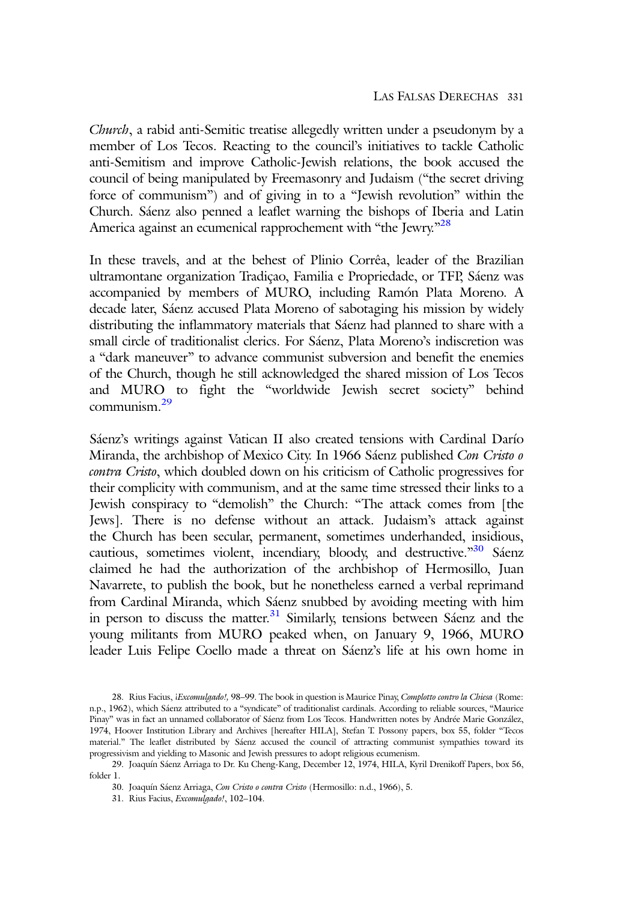*Church*, a rabid anti-Semitic treatise allegedly written under a pseudonym by a member of Los Tecos. Reacting to the council's initiatives to tackle Catholic anti-Semitism and improve Catholic-Jewish relations, the book accused the council of being manipulated by Freemasonry and Judaism ("the secret driving force of communism") and of giving in to a "Jewish revolution" within the Church. Sáenz also penned a leaflet warning the bishops of Iberia and Latin America against an ecumenical rapprochement with "the Jewry."[28]

In these travels, and at the behest of Plinio Corrêa, leader of the Brazilian ultramontane organization Tradiçao, Familia e Propriedade, or TFP, Sáenz was accompanied by members of MURO, including Ramón Plata Moreno. A decade later, Sáenz accused Plata Moreno of sabotaging his mission by widely distributing the inflammatory materials that Sáenz had planned to share with a small circle of traditionalist clerics. For Sáenz, Plata Moreno's indiscretion was a "dark maneuver" to advance communist subversion and benefit the enemies of the Church, though he still acknowledged the shared mission of Los Tecos and MURO to fight the "worldwide Jewish secret society" behind communism.[29]

Sáenz's writings against Vatican II also created tensions with Cardinal Darío Miranda, the archbishop of Mexico City. In 1966 Sáenz published *Con Cristo o contra Cristo*, which doubled down on his criticism of Catholic progressives for their complicity with communism, and at the same time stressed their links to a Jewish conspiracy to "demolish" the Church: "The attack comes from [the Jews]. There is no defense without an attack. Judaism's attack against the Church has been secular, permanent, sometimes underhanded, insidious, cautious, sometimes violent, incendiary, bloody, and destructive."[30] Sáenz claimed he had the authorization of the archbishop of Hermosillo, Juan Navarrete, to publish the book, but he nonetheless earned a verbal reprimand from Cardinal Miranda, which Sáenz snubbed by avoiding meeting with him in person to discuss the matter.[31] Similarly, tensions between Sáenz and the young militants from MURO peaked when, on January 9, 1966, MURO leader Luis Felipe Coello made a threat on Sáenz's life at his own home in

28. Rius Facius, *¡Excomulgado!,* 98–99. The book in question is Maurice Pinay, *Complotto contro la Chiesa* (Rome: n.p., 1962), which Sáenz attributed to a "syndicate" of traditionalist cardinals. According to reliable sources, "Maurice Pinay" was in fact an unnamed collaborator of Sáenz from Los Tecos. Handwritten notes by Andrée Marie González, 1974, Hoover Institution Library and Archives [hereafter HILA], Stefan T. Possony papers, box 55, folder "Tecos material." The leaflet distributed by Sáenz accused the council of attracting communist sympathies toward its progressivism and yielding to Masonic and Jewish pressures to adopt religious ecumenism.

29. Joaquín Sáenz Arriaga to Dr. Ku Cheng-Kang, December 12, 1974, HILA, Kyril Drenikoff Papers, box 56, folder 1.

30. Joaquín Sáenz Arriaga, *Con Cristo o contra Cristo* (Hermosillo: n.d., 1966), 5.

31. Rius Facius, *Excomulgado!*, 102–104.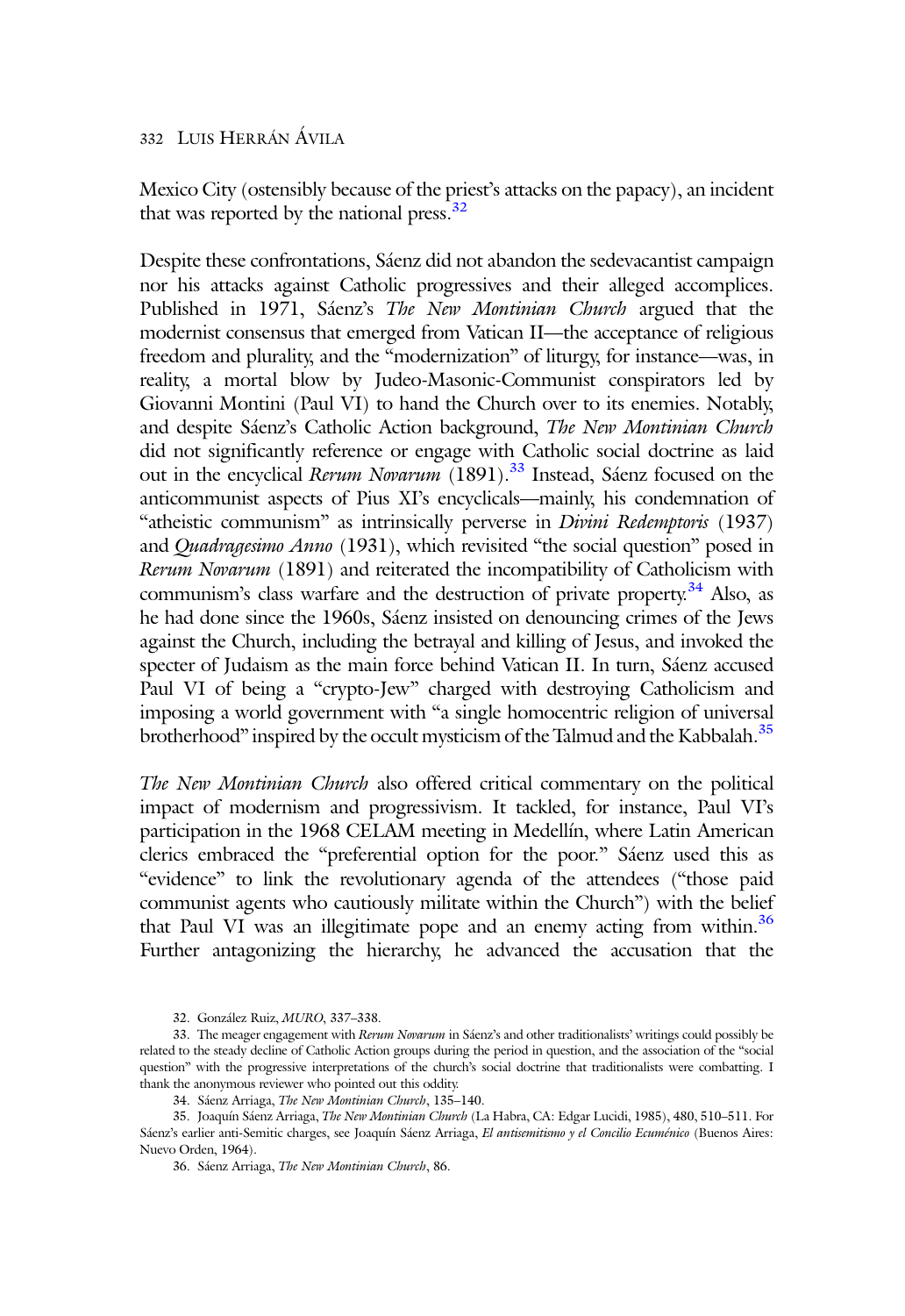Mexico City (ostensibly because of the priest's attacks on the papacy), an incident that was reported by the national press.[32]

Despite these confrontations, Sáenz did not abandon the sedevacantist campaign nor his attacks against Catholic progressives and their alleged accomplices. Published in 1971, Sáenz's *The New Montinian Church* argued that the modernist consensus that emerged from Vatican II—the acceptance of religious freedom and plurality, and the "modernization" of liturgy, for instance—was, in reality, a mortal blow by Judeo-Masonic-Communist conspirators led by Giovanni Montini (Paul VI) to hand the Church over to its enemies. Notably, and despite Sáenz's Catholic Action background, *The New Montinian Church* did not significantly reference or engage with Catholic social doctrine as laid out in the encyclical *Rerum Novarum* (1891).[33] Instead, Sáenz focused on the anticommunist aspects of Pius XI's encyclicals—mainly, his condemnation of "atheistic communism" as intrinsically perverse in *Divini Redemptoris* (1937) and *Quadragesimo Anno* (1931), which revisited "the social question" posed in *Rerum Novarum* (1891) and reiterated the incompatibility of Catholicism with communism's class warfare and the destruction of private property.[34] Also, as he had done since the 1960s, Sáenz insisted on denouncing crimes of the Jews against the Church, including the betrayal and killing of Jesus, and invoked the specter of Judaism as the main force behind Vatican II. In turn, Sáenz accused Paul VI of being a "crypto-Jew" charged with destroying Catholicism and imposing a world government with "a single homocentric religion of universal brotherhood" inspired by the occult mysticism of the Talmud and the Kabbalah.[35]

*The New Montinian Church* also offered critical commentary on the political impact of modernism and progressivism. It tackled, for instance, Paul VI's participation in the 1968 CELAM meeting in Medellín, where Latin American clerics embraced the "preferential option for the poor." Sáenz used this as "evidence" to link the revolutionary agenda of the attendees ("those paid communist agents who cautiously militate within the Church") with the belief that Paul VI was an illegitimate pope and an enemy acting from within.[36] Further antagonizing the hierarchy, he advanced the accusation that the

32. González Ruiz, *MURO*, 337–338.

33. The meager engagement with *Rerum Novarum* in Sáenz's and other traditionalists' writings could possibly be related to the steady decline of Catholic Action groups during the period in question, and the association of the "social question" with the progressive interpretations of the church's social doctrine that traditionalists were combatting. I thank the anonymous reviewer who pointed out this oddity.

34. Sáenz Arriaga, *The New Montinian Church*, 135–140.

35. Joaquín Sáenz Arriaga, *The New Montinian Church* (La Habra, CA: Edgar Lucidi, 1985), 480, 510–511. For Sáenz's earlier anti-Semitic charges, see Joaquín Sáenz Arriaga, *El antisemitismo y el Concilio Ecuménico* (Buenos Aires: Nuevo Orden, 1964).

36. Sáenz Arriaga, *The New Montinian Church*, 86.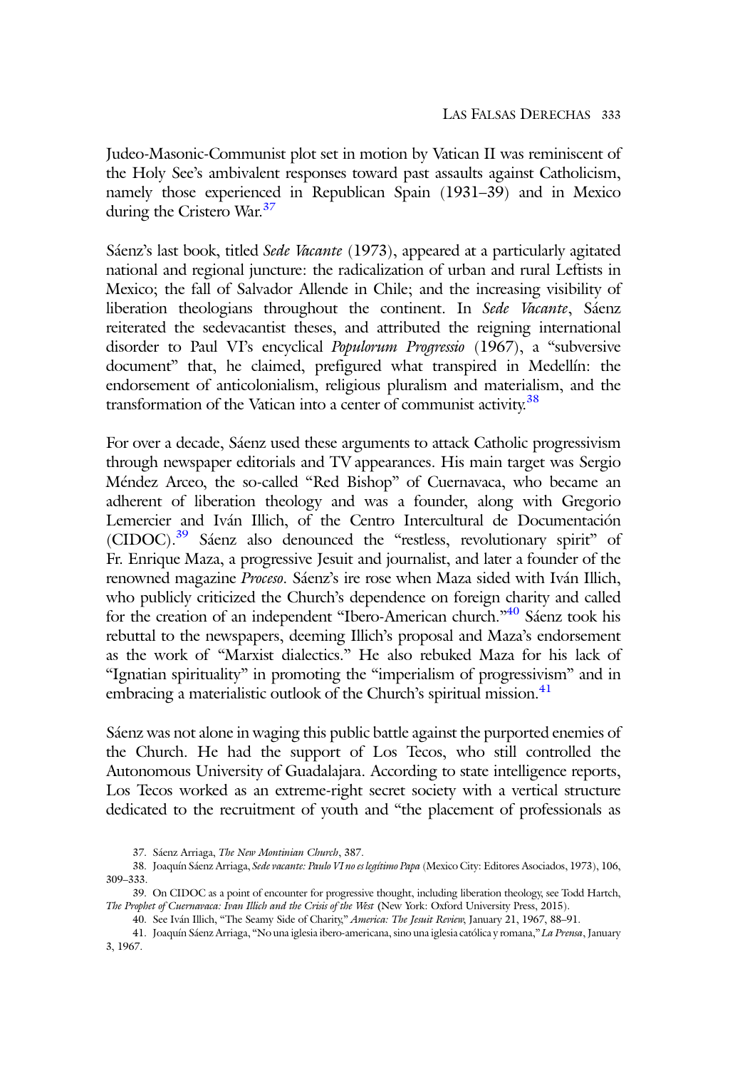Judeo-Masonic-Communist plot set in motion by Vatican II was reminiscent of the Holy See's ambivalent responses toward past assaults against Catholicism, namely those experienced in Republican Spain (1931–39) and in Mexico during the Cristero War.[37]

Sáenz's last book, titled *Sede Vacante* (1973), appeared at a particularly agitated national and regional juncture: the radicalization of urban and rural Leftists in Mexico; the fall of Salvador Allende in Chile; and the increasing visibility of liberation theologians throughout the continent. In *Sede Vacante*, Sáenz reiterated the sedevacantist theses, and attributed the reigning international disorder to Paul VI's encyclical *Populorum Progressio* (1967), a "subversive document" that, he claimed, prefigured what transpired in Medellín: the endorsement of anticolonialism, religious pluralism and materialism, and the transformation of the Vatican into a center of communist activity.[38]

For over a decade, Sáenz used these arguments to attack Catholic progressivism through newspaper editorials and TV appearances. His main target was Sergio Méndez Arceo, the so-called "Red Bishop" of Cuernavaca, who became an adherent of liberation theology and was a founder, along with Gregorio Lemercier and Iván Illich, of the Centro Intercultural de Documentación (CIDOC).[39] Sáenz also denounced the "restless, revolutionary spirit" of Fr. Enrique Maza, a progressive Jesuit and journalist, and later a founder of the renowned magazine *Proceso*. Sáenz's ire rose when Maza sided with Iván Illich, who publicly criticized the Church's dependence on foreign charity and called for the creation of an independent "Ibero-American church."[40] Sáenz took his rebuttal to the newspapers, deeming Illich's proposal and Maza's endorsement as the work of "Marxist dialectics." He also rebuked Maza for his lack of "Ignatian spirituality" in promoting the "imperialism of progressivism" and in embracing a materialistic outlook of the Church's spiritual mission.[41]

Sáenz was not alone in waging this public battle against the purported enemies of the Church. He had the support of Los Tecos, who still controlled the Autonomous University of Guadalajara. According to state intelligence reports, Los Tecos worked as an extreme-right secret society with a vertical structure dedicated to the recruitment of youth and "the placement of professionals as

37. Sáenz Arriaga, *The New Montinian Church*, 387.

38. Joaquín Sáenz Arriaga, *Sede vacante: Paulo VI no es legítimo Papa* (Mexico City: Editores Asociados, 1973), 106, 309–333.

39. On CIDOC as a point of encounter for progressive thought, including liberation theology, see Todd Hartch, *The Prophet of Cuernavaca: Ivan Illich and the Crisis of the West* (New York: Oxford University Press, 2015).

40. See Iván Illich, "The Seamy Side of Charity," *America: The Jesuit Review*, January 21, 1967, 88–91.

41. Joaquín Sáenz Arriaga, "No una iglesia ibero-americana, sino una iglesia católica y romana," *La Prensa*, January 3, 1967.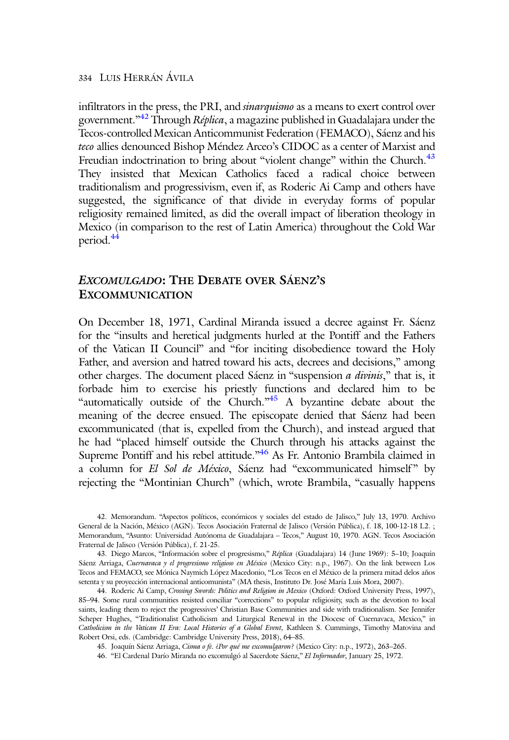infiltrators in the press, the PRI, and *sinarquismo* as a means to exert control over government."[42] Through *Réplica*, a magazine published in Guadalajara under the Tecos-controlled Mexican Anticommunist Federation (FEMACO), Sáenz and his *teco* allies denounced Bishop Méndez Arceo's CIDOC as a center of Marxist and Freudian indoctrination to bring about "violent change" within the Church.[43] They insisted that Mexican Catholics faced a radical choice between traditionalism and progressivism, even if, as Roderic Ai Camp and others have suggested, the significance of that divide in everyday forms of popular religiosity remained limited, as did the overall impact of liberation theology in Mexico (in comparison to the rest of Latin America) throughout the Cold War period.[44]

## *Excomulgado*: The Debate over Sáenz's Excommunication

On December 18, 1971, Cardinal Miranda issued a decree against Fr. Sáenz for the "insults and heretical judgments hurled at the Pontiff and the Fathers of the Vatican II Council" and "for inciting disobedience toward the Holy Father, and aversion and hatred toward his acts, decrees and decisions," among other charges. The document placed Sáenz in "suspension *a divinis*," that is, it forbade him to exercise his priestly functions and declared him to be "automatically outside of the Church."[45] A byzantine debate about the meaning of the decree ensued. The episcopate denied that Sáenz had been excommunicated (that is, expelled from the Church), and instead argued that he had "placed himself outside the Church through his attacks against the Supreme Pontiff and his rebel attitude."[46] As Fr. Antonio Brambila claimed in a column for *El Sol de México*, Sáenz had "excommunicated himself" by rejecting the "Montinian Church" (which, wrote Brambila, "casually happens

42. Memorandum. "Aspectos políticos, económicos y sociales del estado de Jalisco," July 13, 1970. Archivo General de la Nación, México (AGN). Tecos Asociación Fraternal de Jalisco (Versión Pública), f. 18, 100-12-18 L2. ; Memorandum, "Asunto: Universidad Autónoma de Guadalajara – Tecos," August 10, 1970. AGN. Tecos Asociación Fraternal de Jalisco (Versión Pública), f. 21-25.

43. Diego Marcos, "Información sobre el progresismo," *Réplica* (Guadalajara) 14 (June 1969): 5–10; Joaquín Sáenz Arriaga, *Cuernavaca y el progresismo religioso en México* (Mexico City: n.p., 1967). On the link between Los Tecos and FEMACO, see Mónica Naymich López Macedonio, "Los Tecos en el México de la primera mitad delos años setenta y su proyección internacional anticomunista" (MA thesis, Instituto Dr. José María Luis Mora, 2007).

44. Roderic Ai Camp, *Crossing Swords: Politics and Religion in Mexico* (Oxford: Oxford University Press, 1997), 85–94. Some rural communities resisted conciliar "corrections" to popular religiosity, such as the devotion to local saints, leading them to reject the progressives' Christian Base Communities and side with traditionalism. See Jennifer Scheper Hughes, "Traditionalist Catholicism and Liturgical Renewal in the Diocese of Cuernavaca, Mexico," in *Catholicism in the Vatican II Era: Local Histories of a Global Event,* Kathleen S. Cummings, Timothy Matovina and Robert Orsi, eds. (Cambridge: Cambridge University Press, 2018), 64–85.

45. Joaquín Sáenz Arriaga, *Cisma o fe. ¿Por qué me excomulgaron?* (Mexico City: n.p., 1972), 263–265.

46. "El Cardenal Darío Miranda no excomulgó al Sacerdote Sáenz," *El Informador*, January 25, 1972.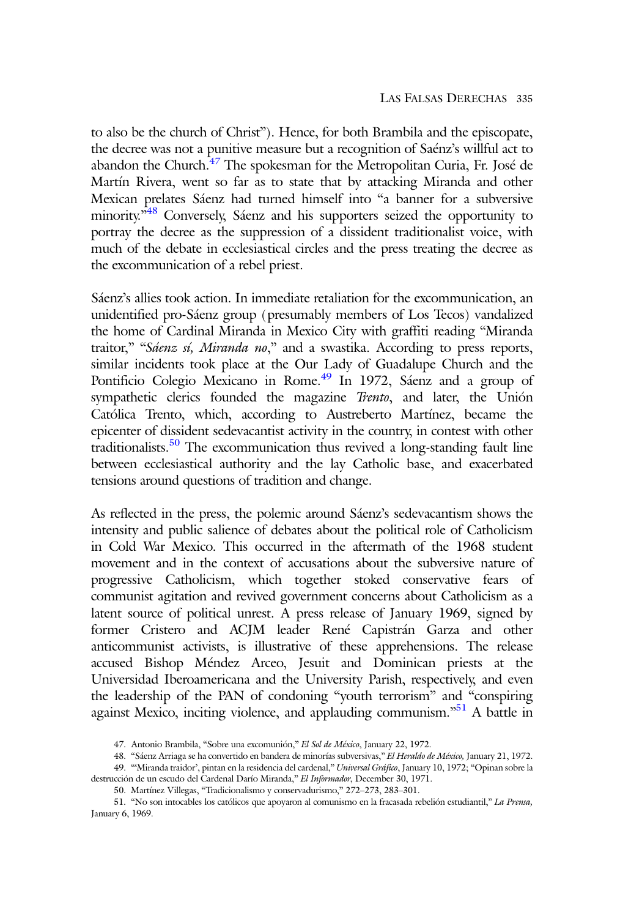to also be the church of Christ"). Hence, for both Brambila and the episcopate, the decree was not a punitive measure but a recognition of Saénz's willful act to abandon the Church.[47] The spokesman for the Metropolitan Curia, Fr. José de Martín Rivera, went so far as to state that by attacking Miranda and other Mexican prelates Sáenz had turned himself into "a banner for a subversive minority."[48] Conversely, Sáenz and his supporters seized the opportunity to portray the decree as the suppression of a dissident traditionalist voice, with much of the debate in ecclesiastical circles and the press treating the decree as the excommunication of a rebel priest.

Sáenz's allies took action. In immediate retaliation for the excommunication, an unidentified pro-Sáenz group (presumably members of Los Tecos) vandalized the home of Cardinal Miranda in Mexico City with graffiti reading "Miranda traitor," "*Sáenz sí, Miranda no*," and a swastika. According to press reports, similar incidents took place at the Our Lady of Guadalupe Church and the Pontificio Colegio Mexicano in Rome.[49] In 1972, Sáenz and a group of sympathetic clerics founded the magazine *Trento*, and later, the Unión Católica Trento, which, according to Austreberto Martínez, became the epicenter of dissident sedevacantist activity in the country, in contest with other traditionalists.[50] The excommunication thus revived a long-standing fault line between ecclesiastical authority and the lay Catholic base, and exacerbated tensions around questions of tradition and change.

As reflected in the press, the polemic around Sáenz's sedevacantism shows the intensity and public salience of debates about the political role of Catholicism in Cold War Mexico. This occurred in the aftermath of the 1968 student movement and in the context of accusations about the subversive nature of progressive Catholicism, which together stoked conservative fears of communist agitation and revived government concerns about Catholicism as a latent source of political unrest. A press release of January 1969, signed by former Cristero and ACJM leader René Capistrán Garza and other anticommunist activists, is illustrative of these apprehensions. The release accused Bishop Méndez Arceo, Jesuit and Dominican priests at the Universidad Iberoamericana and the University Parish, respectively, and even the leadership of the PAN of condoning "youth terrorism" and "conspiring against Mexico, inciting violence, and applauding communism."[51] A battle in

47. Antonio Brambila, "Sobre una excomunión," *El Sol de México*, January 22, 1972.

48. "Sáenz Arriaga se ha convertido en bandera de minorías subversivas," *El Heraldo de México,* January 21, 1972.

49. "'Miranda traidor', pintan en la residencia del cardenal," *Universal Gráfico*, January 10, 1972; "Opinan sobre la destrucción de un escudo del Cardenal Darío Miranda," *El Informador*, December 30, 1971.

50. Martínez Villegas, "Tradicionalismo y conservadurismo," 272–273, 283–301.

51. "No son intocables los católicos que apoyaron al comunismo en la fracasada rebelión estudiantil," *La Prensa,* January 6, 1969.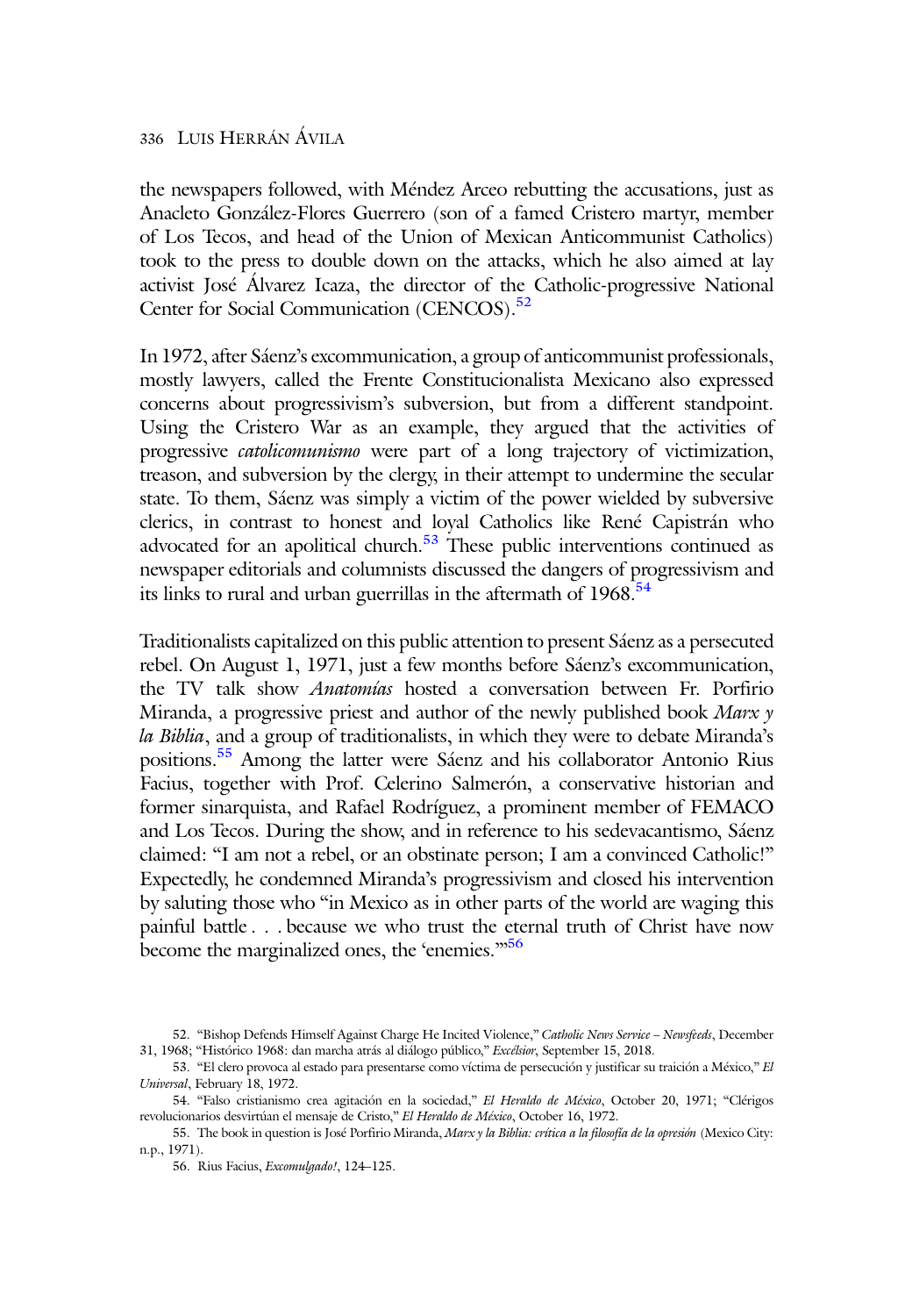the newspapers followed, with Méndez Arceo rebutting the accusations, just as Anacleto González-Flores Guerrero (son of a famed Cristero martyr, member of Los Tecos, and head of the Union of Mexican Anticommunist Catholics) took to the press to double down on the attacks, which he also aimed at lay activist José Álvarez Icaza, the director of the Catholic-progressive National Center for Social Communication (CENCOS).[52]

In 1972, after Sáenz's excommunication, a group of anticommunist professionals, mostly lawyers, called the Frente Constitucionalista Mexicano also expressed concerns about progressivism's subversion, but from a different standpoint. Using the Cristero War as an example, they argued that the activities of progressive *catolicomunismo* were part of a long trajectory of victimization, treason, and subversion by the clergy, in their attempt to undermine the secular state. To them, Sáenz was simply a victim of the power wielded by subversive clerics, in contrast to honest and loyal Catholics like René Capistrán who advocated for an apolitical church.[53] These public interventions continued as newspaper editorials and columnists discussed the dangers of progressivism and its links to rural and urban guerrillas in the aftermath of 1968.[54]

Traditionalists capitalized on this public attention to present Sáenz as a persecuted rebel. On August 1, 1971, just a few months before Sáenz's excommunication, the TV talk show *Anatomías* hosted a conversation between Fr. Porfirio Miranda, a progressive priest and author of the newly published book *Marx y la Biblia*, and a group of traditionalists, in which they were to debate Miranda's positions.[55] Among the latter were Sáenz and his collaborator Antonio Rius Facius, together with Prof. Celerino Salmerón, a conservative historian and former sinarquista, and Rafael Rodríguez, a prominent member of FEMACO and Los Tecos. During the show, and in reference to his sedevacantismo, Sáenz claimed: "I am not a rebel, or an obstinate person; I am a convinced Catholic!" Expectedly, he condemned Miranda's progressivism and closed his intervention by saluting those who "in Mexico as in other parts of the world are waging this painful battle . . . because we who trust the eternal truth of Christ have now become the marginalized ones, the 'enemies.'"[56]

52. "Bishop Defends Himself Against Charge He Incited Violence," *Catholic News Service – Newsfeeds*, December 31, 1968; "Histórico 1968: dan marcha atrás al diálogo público," *Excélsior*, September 15, 2018.

53. "El clero provoca al estado para presentarse como víctima de persecución y justificar su traición a México," *El Universal*, February 18, 1972.

54. "Falso cristianismo crea agitación en la sociedad," *El Heraldo de México*, October 20, 1971; "Clérigos revolucionarios desvirtúan el mensaje de Cristo," *El Heraldo de México*, October 16, 1972.

55. The book in question is José Porfirio Miranda, *Marx y la Biblia: crítica a la filosofía de la opresión* (Mexico City: n.p., 1971).

56. Rius Facius, *Excomulgado!*, 124–125.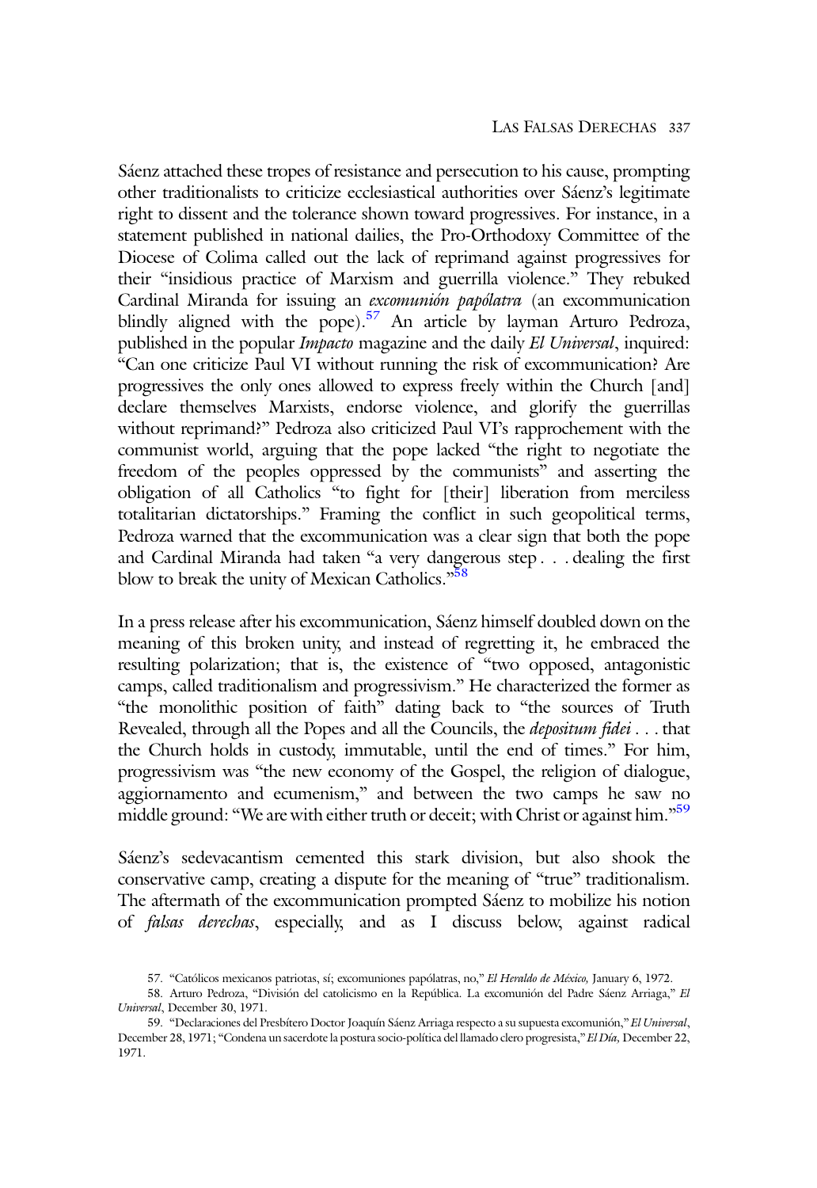Sáenz attached these tropes of resistance and persecution to his cause, prompting other traditionalists to criticize ecclesiastical authorities over Sáenz's legitimate right to dissent and the tolerance shown toward progressives. For instance, in a statement published in national dailies, the Pro-Orthodoxy Committee of the Diocese of Colima called out the lack of reprimand against progressives for their "insidious practice of Marxism and guerrilla violence." They rebuked Cardinal Miranda for issuing an *excomunión papólatra* (an excommunication blindly aligned with the pope).[57] An article by layman Arturo Pedroza, published in the popular *Impacto* magazine and the daily *El Universal*, inquired: "Can one criticize Paul VI without running the risk of excommunication? Are progressives the only ones allowed to express freely within the Church [and] declare themselves Marxists, endorse violence, and glorify the guerrillas without reprimand?" Pedroza also criticized Paul VI's rapprochement with the communist world, arguing that the pope lacked "the right to negotiate the freedom of the peoples oppressed by the communists" and asserting the obligation of all Catholics "to fight for [their] liberation from merciless totalitarian dictatorships." Framing the conflict in such geopolitical terms, Pedroza warned that the excommunication was a clear sign that both the pope and Cardinal Miranda had taken "a very dangerous step . . . dealing the first blow to break the unity of Mexican Catholics."[58]

In a press release after his excommunication, Sáenz himself doubled down on the meaning of this broken unity, and instead of regretting it, he embraced the resulting polarization; that is, the existence of "two opposed, antagonistic camps, called traditionalism and progressivism." He characterized the former as "the monolithic position of faith" dating back to "the sources of Truth Revealed, through all the Popes and all the Councils, the *depositum fidei* . . . that the Church holds in custody, immutable, until the end of times." For him, progressivism was "the new economy of the Gospel, the religion of dialogue, aggiornamento and ecumenism," and between the two camps he saw no middle ground: "We are with either truth or deceit; with Christ or against him."[59]

Sáenz's sedevacantism cemented this stark division, but also shook the conservative camp, creating a dispute for the meaning of "true" traditionalism. The aftermath of the excommunication prompted Sáenz to mobilize his notion of *falsas derechas*, especially, and as I discuss below, against radical

57. "Católicos mexicanos patriotas, sí; excomuniones papólatras, no," *El Heraldo de México,* January 6, 1972.

58. Arturo Pedroza, "División del catolicismo en la República. La excomunión del Padre Sáenz Arriaga," *El Universal*, December 30, 1971.

59. "Declaraciones del Presbítero Doctor Joaquín Sáenz Arriaga respecto a su supuesta excomunión," *El Universal*, December 28, 1971; "Condena un sacerdote la postura socio-política del llamado clero progresista," *El Día,* December 22, 1971.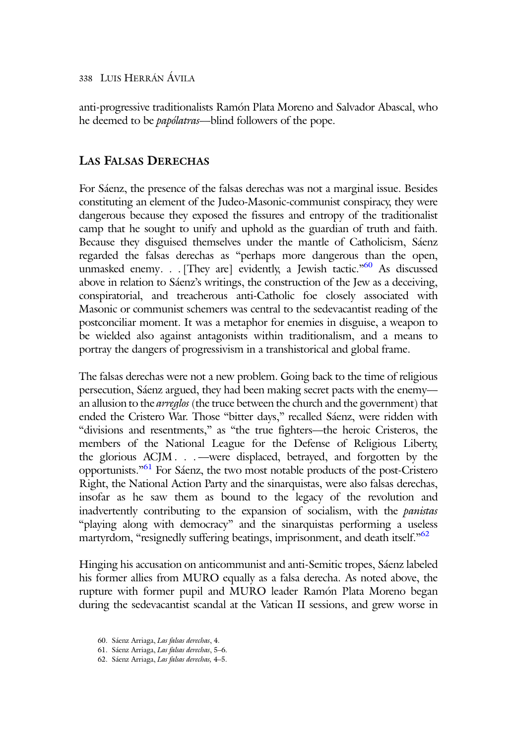anti-progressive traditionalists Ramón Plata Moreno and Salvador Abascal, who he deemed to be *papólatras*—blind followers of the pope.

## Las Falsas Derechas

For Sáenz, the presence of the falsas derechas was not a marginal issue. Besides constituting an element of the Judeo-Masonic-communist conspiracy, they were dangerous because they exposed the fissures and entropy of the traditionalist camp that he sought to unify and uphold as the guardian of truth and faith. Because they disguised themselves under the mantle of Catholicism, Sáenz regarded the falsas derechas as "perhaps more dangerous than the open, unmasked enemy. . . [They are] evidently, a Jewish tactic."[60] As discussed above in relation to Sáenz's writings, the construction of the Jew as a deceiving, conspiratorial, and treacherous anti-Catholic foe closely associated with Masonic or communist schemers was central to the sedevacantist reading of the postconciliar moment. It was a metaphor for enemies in disguise, a weapon to be wielded also against antagonists within traditionalism, and a means to portray the dangers of progressivism in a transhistorical and global frame.

The falsas derechas were not a new problem. Going back to the time of religious persecution, Sáenz argued, they had been making secret pacts with the enemy—an allusion to the *arreglos* (the truce between the church and the government) that ended the Cristero War. Those "bitter days," recalled Sáenz, were ridden with "divisions and resentments," as "the true fighters—the heroic Cristeros, the members of the National League for the Defense of Religious Liberty, the glorious ACJM . . . —were displaced, betrayed, and forgotten by the opportunists."[61] For Sáenz, the two most notable products of the post-Cristero Right, the National Action Party and the sinarquistas, were also falsas derechas, insofar as he saw them as bound to the legacy of the revolution and inadvertently contributing to the expansion of socialism, with the *panistas* "playing along with democracy" and the sinarquistas performing a useless martyrdom, "resignedly suffering beatings, imprisonment, and death itself."[62]

Hinging his accusation on anticommunist and anti-Semitic tropes, Sáenz labeled his former allies from MURO equally as a falsa derecha. As noted above, the rupture with former pupil and MURO leader Ramón Plata Moreno began during the sedevacantist scandal at the Vatican II sessions, and grew worse in

60. Sáenz Arriaga, *Las falsas derechas*, 4.

61. Sáenz Arriaga, *Las falsas derechas*, 5–6.

62. Sáenz Arriaga, *Las falsas derechas,* 4–5.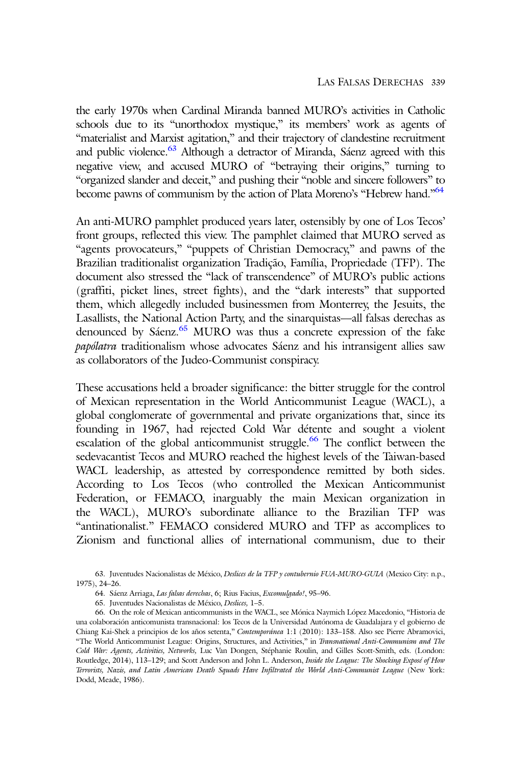the early 1970s when Cardinal Miranda banned MURO's activities in Catholic schools due to its "unorthodox mystique," its members' work as agents of "materialist and Marxist agitation," and their trajectory of clandestine recruitment and public violence.[63] Although a detractor of Miranda, Sáenz agreed with this negative view, and accused MURO of "betraying their origins," turning to "organized slander and deceit," and pushing their "noble and sincere followers" to become pawns of communism by the action of Plata Moreno's "Hebrew hand."[64]

An anti-MURO pamphlet produced years later, ostensibly by one of Los Tecos' front groups, reflected this view. The pamphlet claimed that MURO served as "agents provocateurs," "puppets of Christian Democracy," and pawns of the Brazilian traditionalist organization Tradição, Família, Propriedade (TFP). The document also stressed the "lack of transcendence" of MURO's public actions (graffiti, picket lines, street fights), and the "dark interests" that supported them, which allegedly included businessmen from Monterrey, the Jesuits, the Lasallists, the National Action Party, and the sinarquistas—all falsas derechas as denounced by Sáenz.[65] MURO was thus a concrete expression of the fake *papólatra* traditionalism whose advocates Sáenz and his intransigent allies saw as collaborators of the Judeo-Communist conspiracy.

These accusations held a broader significance: the bitter struggle for the control of Mexican representation in the World Anticommunist League (WACL), a global conglomerate of governmental and private organizations that, since its founding in 1967, had rejected Cold War détente and sought a violent escalation of the global anticommunist struggle.[66] The conflict between the sedevacantist Tecos and MURO reached the highest levels of the Taiwan-based WACL leadership, as attested by correspondence remitted by both sides. According to Los Tecos (who controlled the Mexican Anticommunist Federation, or FEMACO, inarguably the main Mexican organization in the WACL), MURO's subordinate alliance to the Brazilian TFP was "antinationalist." FEMACO considered MURO and TFP as accomplices to Zionism and functional allies of international communism, due to their

63. Juventudes Nacionalistas de México, *Deslices de la TFP y contubernio FUA-MURO-GUIA* (Mexico City: n.p., 1975), 24–26.

64. Sáenz Arriaga, *Las falsas derechas*, 6; Rius Facius, *Excomulgado!*, 95–96.

65. Juventudes Nacionalistas de México, *Deslices,* 1–5.

66. On the role of Mexican anticommunists in the WACL, see Mónica Naymich López Macedonio, "Historia de una colaboración anticomunista transnacional: los Tecos de la Universidad Autónoma de Guadalajara y el gobierno de Chiang Kai-Shek a principios de los años setenta," *Contemporánea* 1:1 (2010): 133–158. Also see Pierre Abramovici, "The World Anticommunist League: Origins, Structures, and Activities," in *Transnational Anti-Communism and The Cold War: Agents, Activities, Networks,* Luc Van Dongen, Stéphanie Roulin, and Gilles Scott-Smith, eds. (London: Routledge, 2014), 113–129; and Scott Anderson and John L. Anderson, *Inside the League: The Shocking Exposé of How Terrorists, Nazis, and Latin American Death Squads Have Infiltrated the World Anti-Communist League* (New York: Dodd, Meade, 1986).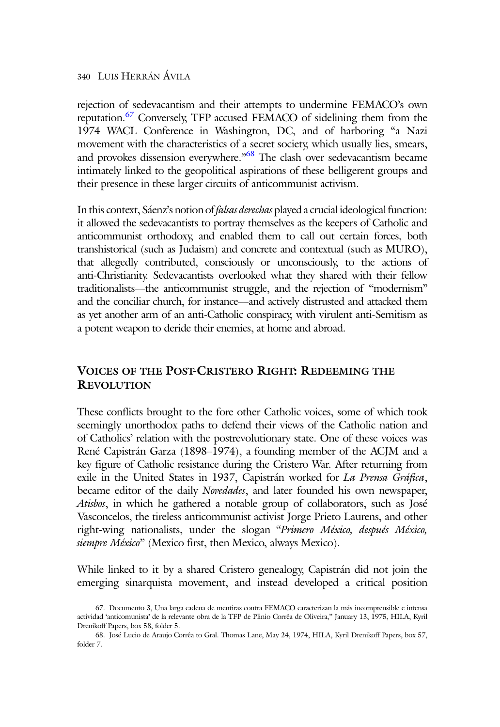rejection of sedevacantism and their attempts to undermine FEMACO's own reputation.[67] Conversely, TFP accused FEMACO of sidelining them from the 1974 WACL Conference in Washington, DC, and of harboring "a Nazi movement with the characteristics of a secret society, which usually lies, smears, and provokes dissension everywhere."[68] The clash over sedevacantism became intimately linked to the geopolitical aspirations of these belligerent groups and their presence in these larger circuits of anticommunist activism.

In this context, Sáenz's notion of *falsas derechas* played a crucial ideological function: it allowed the sedevacantists to portray themselves as the keepers of Catholic and anticommunist orthodoxy, and enabled them to call out certain forces, both transhistorical (such as Judaism) and concrete and contextual (such as MURO), that allegedly contributed, consciously or unconsciously, to the actions of anti-Christianity. Sedevacantists overlooked what they shared with their fellow traditionalists—the anticommunist struggle, and the rejection of "modernism" and the conciliar church, for instance—and actively distrusted and attacked them as yet another arm of an anti-Catholic conspiracy, with virulent anti-Semitism as a potent weapon to deride their enemies, at home and abroad.

## Voices of the Post-Cristero Right: Redeeming the Revolution

These conflicts brought to the fore other Catholic voices, some of which took seemingly unorthodox paths to defend their views of the Catholic nation and of Catholics' relation with the postrevolutionary state. One of these voices was René Capistrán Garza (1898–1974), a founding member of the ACJM and a key figure of Catholic resistance during the Cristero War. After returning from exile in the United States in 1937, Capistrán worked for *La Prensa Gráfica*, became editor of the daily *Novedades*, and later founded his own newspaper, *Atisbos*, in which he gathered a notable group of collaborators, such as José Vasconcelos, the tireless anticommunist activist Jorge Prieto Laurens, and other right-wing nationalists, under the slogan "*Primero México, después México, siempre México*" (Mexico first, then Mexico, always Mexico).

While linked to it by a shared Cristero genealogy, Capistrán did not join the emerging sinarquista movement, and instead developed a critical position

67. Documento 3, Una larga cadena de mentiras contra FEMACO caracterizan la más incomprensible e intensa actividad 'anticomunista' de la relevante obra de la TFP de Plinio Corrêa de Oliveira," January 13, 1975, HILA, Kyril Drenikoff Papers, box 58, folder 5.

68. José Lucio de Araujo Corrêa to Gral. Thomas Lane, May 24, 1974, HILA, Kyril Drenikoff Papers, box 57, folder 7.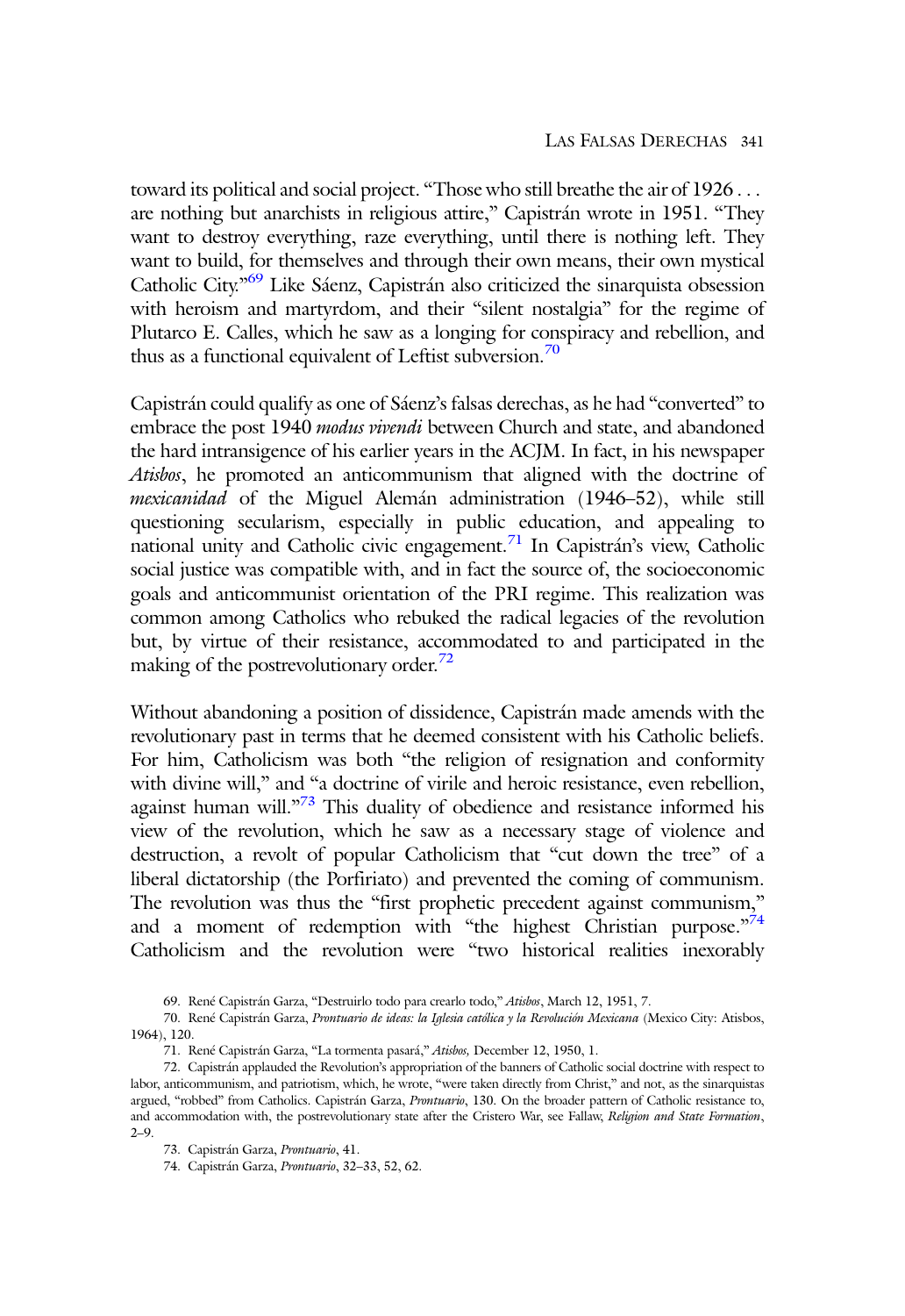toward its political and social project. "Those who still breathe the air of 1926 . . . are nothing but anarchists in religious attire," Capistrán wrote in 1951. "They want to destroy everything, raze everything, until there is nothing left. They want to build, for themselves and through their own means, their own mystical Catholic City."[69] Like Sáenz, Capistrán also criticized the sinarquista obsession with heroism and martyrdom, and their "silent nostalgia" for the regime of Plutarco E. Calles, which he saw as a longing for conspiracy and rebellion, and thus as a functional equivalent of Leftist subversion.[70]

Capistrán could qualify as one of Sáenz's falsas derechas, as he had "converted" to embrace the post 1940 *modus vivendi* between Church and state, and abandoned the hard intransigence of his earlier years in the ACJM. In fact, in his newspaper *Atisbos*, he promoted an anticommunism that aligned with the doctrine of *mexicanidad* of the Miguel Alemán administration (1946–52), while still questioning secularism, especially in public education, and appealing to national unity and Catholic civic engagement.[71] In Capistrán's view, Catholic social justice was compatible with, and in fact the source of, the socioeconomic goals and anticommunist orientation of the PRI regime. This realization was common among Catholics who rebuked the radical legacies of the revolution but, by virtue of their resistance, accommodated to and participated in the making of the postrevolutionary order.[72]

Without abandoning a position of dissidence, Capistrán made amends with the revolutionary past in terms that he deemed consistent with his Catholic beliefs. For him, Catholicism was both "the religion of resignation and conformity with divine will," and "a doctrine of virile and heroic resistance, even rebellion, against human will."[73] This duality of obedience and resistance informed his view of the revolution, which he saw as a necessary stage of violence and destruction, a revolt of popular Catholicism that "cut down the tree" of a liberal dictatorship (the Porfiriato) and prevented the coming of communism. The revolution was thus the "first prophetic precedent against communism," and a moment of redemption with "the highest Christian purpose."[74] Catholicism and the revolution were "two historical realities inexorably

69. René Capistrán Garza, "Destruirlo todo para crearlo todo," *Atisbos*, March 12, 1951, 7.

70. René Capistrán Garza, *Prontuario de ideas: la Iglesia católica y la Revolución Mexicana* (Mexico City: Atisbos, 1964), 120.

71. René Capistrán Garza, "La tormenta pasará," *Atisbos,* December 12, 1950, 1.

72. Capistrán applauded the Revolution's appropriation of the banners of Catholic social doctrine with respect to labor, anticommunism, and patriotism, which, he wrote, "were taken directly from Christ," and not, as the sinarquistas argued, "robbed" from Catholics. Capistrán Garza, *Prontuario*, 130. On the broader pattern of Catholic resistance to, and accommodation with, the postrevolutionary state after the Cristero War, see Fallaw, *Religion and State Formation*, 2–9.

73. Capistrán Garza, *Prontuario*, 41.

74. Capistrán Garza, *Prontuario*, 32–33, 52, 62.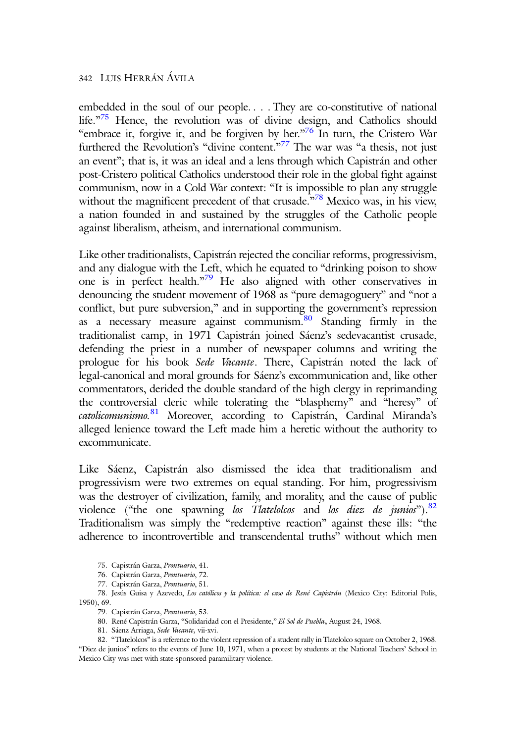embedded in the soul of our people. . . . They are co-constitutive of national life."[75] Hence, the revolution was of divine design, and Catholics should "embrace it, forgive it, and be forgiven by her."[76] In turn, the Cristero War furthered the Revolution's "divine content."[77] The war was "a thesis, not just an event"; that is, it was an ideal and a lens through which Capistrán and other post-Cristero political Catholics understood their role in the global fight against communism, now in a Cold War context: "It is impossible to plan any struggle without the magnificent precedent of that crusade."[78] Mexico was, in his view, a nation founded in and sustained by the struggles of the Catholic people against liberalism, atheism, and international communism.

Like other traditionalists, Capistrán rejected the conciliar reforms, progressivism, and any dialogue with the Left, which he equated to "drinking poison to show one is in perfect health."[79] He also aligned with other conservatives in denouncing the student movement of 1968 as "pure demagoguery" and "not a conflict, but pure subversion," and in supporting the government's repression as a necessary measure against communism.[80] Standing firmly in the traditionalist camp, in 1971 Capistrán joined Sáenz's sedevacantist crusade, defending the priest in a number of newspaper columns and writing the prologue for his book *Sede Vacante*. There, Capistrán noted the lack of legal-canonical and moral grounds for Sáenz's excommunication and, like other commentators, derided the double standard of the high clergy in reprimanding the controversial cleric while tolerating the "blasphemy" and "heresy" of *catolicomunismo*.[81] Moreover, according to Capistrán, Cardinal Miranda's alleged lenience toward the Left made him a heretic without the authority to excommunicate.

Like Sáenz, Capistrán also dismissed the idea that traditionalism and progressivism were two extremes on equal standing. For him, progressivism was the destroyer of civilization, family, and morality, and the cause of public violence ("the one spawning *los Tlatelolcos* and *los diez de junios*").[82] Traditionalism was simply the "redemptive reaction" against these ills: "the adherence to incontrovertible and transcendental truths" without which men

75. Capistrán Garza, *Prontuario*, 41.

76. Capistrán Garza, *Prontuario*, 72.

77. Capistrán Garza, *Prontuario*, 51.

78. Jesús Guisa y Azevedo, *Los católicos y la política: el caso de René Capistrán* (Mexico City: Editorial Polis, 1950), 69.

79. Capistrán Garza, *Prontuario*, 53.

80. René Capistrán Garza, "Solidaridad con el Presidente," *El Sol de Puebla*, August 24, 1968.

81. Sáenz Arriaga, *Sede Vacante*, vii-xvi.

82. "Tlatelolcos" is a reference to the violent repression of a student rally in Tlatelolco square on October 2, 1968. "Diez de junios" refers to the events of June 10, 1971, when a protest by students at the National Teachers' School in Mexico City was met with state-sponsored paramilitary violence.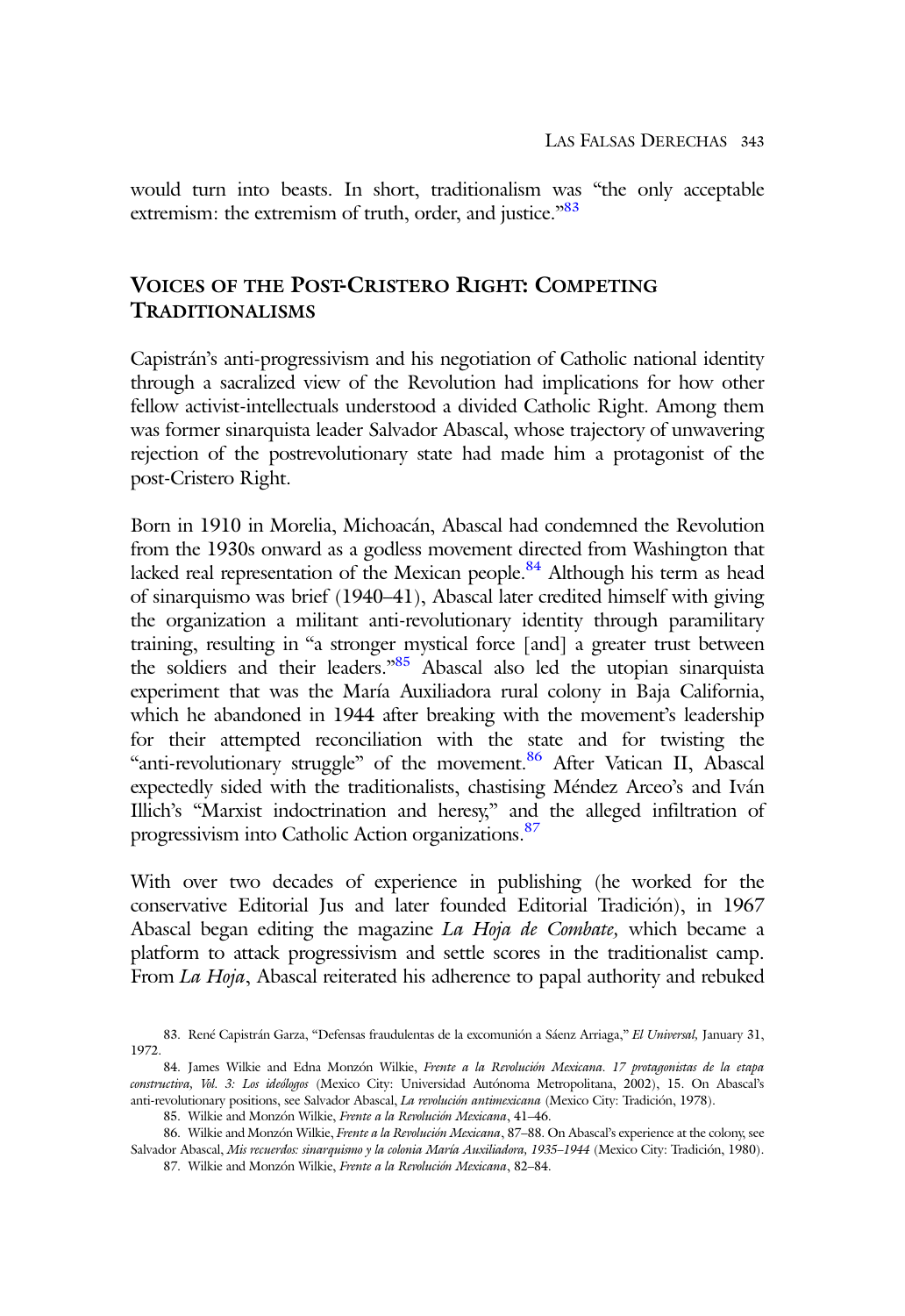would turn into beasts. In short, traditionalism was "the only acceptable extremism: the extremism of truth, order, and justice."[83]

## Voices of the Post-Cristero Right: Competing Traditionalisms

Capistrán's anti-progressivism and his negotiation of Catholic national identity through a sacralized view of the Revolution had implications for how other fellow activist-intellectuals understood a divided Catholic Right. Among them was former sinarquista leader Salvador Abascal, whose trajectory of unwavering rejection of the postrevolutionary state had made him a protagonist of the post-Cristero Right.

Born in 1910 in Morelia, Michoacán, Abascal had condemned the Revolution from the 1930s onward as a godless movement directed from Washington that lacked real representation of the Mexican people.[84] Although his term as head of sinarquismo was brief (1940–41), Abascal later credited himself with giving the organization a militant anti-revolutionary identity through paramilitary training, resulting in "a stronger mystical force [and] a greater trust between the soldiers and their leaders."[85] Abascal also led the utopian sinarquista experiment that was the María Auxiliadora rural colony in Baja California, which he abandoned in 1944 after breaking with the movement's leadership for their attempted reconciliation with the state and for twisting the "anti-revolutionary struggle" of the movement.[86] After Vatican II, Abascal expectedly sided with the traditionalists, chastising Méndez Arceo's and Iván Illich's "Marxist indoctrination and heresy," and the alleged infiltration of progressivism into Catholic Action organizations.[87]

With over two decades of experience in publishing (he worked for the conservative Editorial Jus and later founded Editorial Tradición), in 1967 Abascal began editing the magazine *La Hoja de Combate,* which became a platform to attack progressivism and settle scores in the traditionalist camp. From *La Hoja*, Abascal reiterated his adherence to papal authority and rebuked

83. René Capistrán Garza, "Defensas fraudulentas de la excomunión a Sáenz Arriaga," *El Universal,* January 31, 1972.

84. James Wilkie and Edna Monzón Wilkie, *Frente a la Revolución Mexicana. 17 protagonistas de la etapa constructiva, Vol. 3: Los ideólogos* (Mexico City: Universidad Autónoma Metropolitana, 2002), 15. On Abascal's anti-revolutionary positions, see Salvador Abascal, *La revolución antimexicana* (Mexico City: Tradición, 1978).

85. Wilkie and Monzón Wilkie, *Frente a la Revolución Mexicana*, 41–46.

86. Wilkie and Monzón Wilkie, *Frente a la Revolución Mexicana*, 87–88. On Abascal's experience at the colony, see Salvador Abascal, *Mis recuerdos: sinarquismo y la colonia María Auxiliadora, 1935–1944* (Mexico City: Tradición, 1980).

87. Wilkie and Monzón Wilkie, *Frente a la Revolución Mexicana*, 82–84.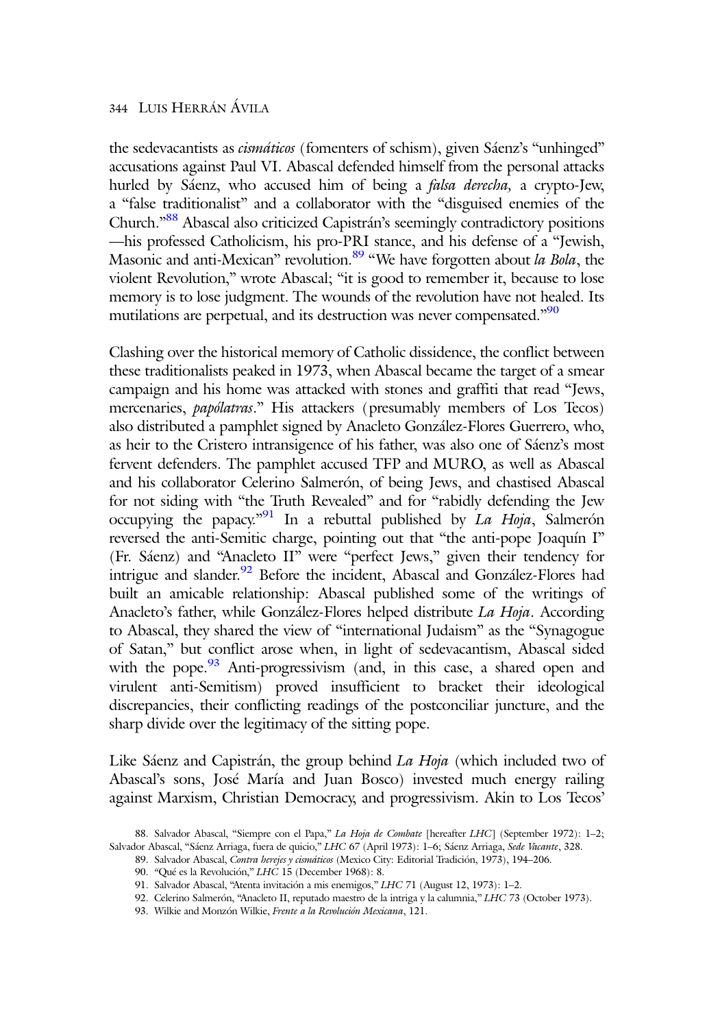the sedevacantists as *cismáticos* (fomenters of schism), given Sáenz's "unhinged" accusations against Paul VI. Abascal defended himself from the personal attacks hurled by Sáenz, who accused him of being a *falsa derecha,* a crypto-Jew, a "false traditionalist" and a collaborator with the "disguised enemies of the Church."[88] Abascal also criticized Capistrán's seemingly contradictory positions —his professed Catholicism, his pro-PRI stance, and his defense of a "Jewish, Masonic and anti-Mexican" revolution.[89] "We have forgotten about *la Bola*, the violent Revolution," wrote Abascal; "it is good to remember it, because to lose memory is to lose judgment. The wounds of the revolution have not healed. Its mutilations are perpetual, and its destruction was never compensated."[90]

Clashing over the historical memory of Catholic dissidence, the conflict between these traditionalists peaked in 1973, when Abascal became the target of a smear campaign and his home was attacked with stones and graffiti that read "Jews, mercenaries, *papólatras*." His attackers (presumably members of Los Tecos) also distributed a pamphlet signed by Anacleto González-Flores Guerrero, who, as heir to the Cristero intransigence of his father, was also one of Sáenz's most fervent defenders. The pamphlet accused TFP and MURO, as well as Abascal and his collaborator Celerino Salmerón, of being Jews, and chastised Abascal for not siding with "the Truth Revealed" and for "rabidly defending the Jew occupying the papacy."[91] In a rebuttal published by *La Hoja*, Salmerón reversed the anti-Semitic charge, pointing out that "the anti-pope Joaquín I" (Fr. Sáenz) and "Anacleto II" were "perfect Jews," given their tendency for intrigue and slander.[92] Before the incident, Abascal and González-Flores had built an amicable relationship: Abascal published some of the writings of Anacleto's father, while González-Flores helped distribute *La Hoja*. According to Abascal, they shared the view of "international Judaism" as the "Synagogue of Satan," but conflict arose when, in light of sedevacantism, Abascal sided with the pope.[93] Anti-progressivism (and, in this case, a shared open and virulent anti-Semitism) proved insufficient to bracket their ideological discrepancies, their conflicting readings of the postconciliar juncture, and the sharp divide over the legitimacy of the sitting pope.

Like Sáenz and Capistrán, the group behind *La Hoja* (which included two of Abascal's sons, José María and Juan Bosco) invested much energy railing against Marxism, Christian Democracy, and progressivism. Akin to Los Tecos'

88. Salvador Abascal, "Siempre con el Papa," *La Hoja de Combate* [hereafter *LHC*] (September 1972): 1–2; Salvador Abascal, "Sáenz Arriaga, fuera de quicio," *LHC* 67 (April 1973): 1–6; Sáenz Arriaga, *Sede Vacante*, 328.

89. Salvador Abascal, *Contra herejes y cismáticos* (Mexico City: Editorial Tradición, 1973), 194–206.

90. "Qué es la Revolución," *LHC* 15 (December 1968): 8.

91. Salvador Abascal, "Atenta invitación a mis enemigos," *LHC* 71 (August 12, 1973): 1–2.

92. Celerino Salmerón, "Anacleto II, reputado maestro de la intriga y la calumnia," *LHC* 73 (October 1973).

93. Wilkie and Monzón Wilkie, *Frente a la Revolución Mexicana*, 121.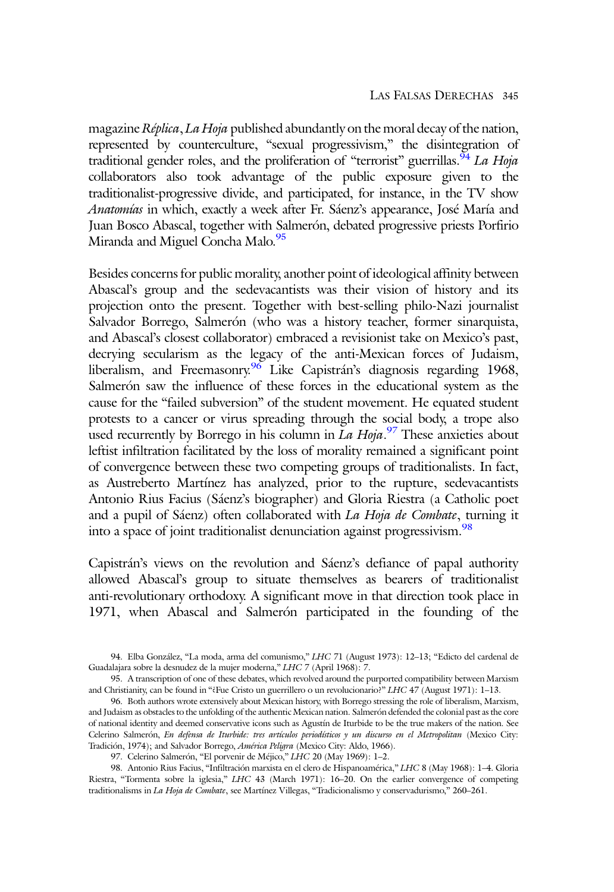magazine *Réplica*, *La Hoja* published abundantly on the moral decay of the nation, represented by counterculture, "sexual progressivism," the disintegration of traditional gender roles, and the proliferation of "terrorist" guerrillas.[94] *La Hoja* collaborators also took advantage of the public exposure given to the traditionalist-progressive divide, and participated, for instance, in the TV show *Anatomías* in which, exactly a week after Fr. Sáenz's appearance, José María and Juan Bosco Abascal, together with Salmerón, debated progressive priests Porfirio Miranda and Miguel Concha Malo.[95]

Besides concerns for public morality, another point of ideological affinity between Abascal's group and the sedevacantists was their vision of history and its projection onto the present. Together with best-selling philo-Nazi journalist Salvador Borrego, Salmerón (who was a history teacher, former sinarquista, and Abascal's closest collaborator) embraced a revisionist take on Mexico's past, decrying secularism as the legacy of the anti-Mexican forces of Judaism, liberalism, and Freemasonry.[96] Like Capistrán's diagnosis regarding 1968, Salmerón saw the influence of these forces in the educational system as the cause for the "failed subversion" of the student movement. He equated student protests to a cancer or virus spreading through the social body, a trope also used recurrently by Borrego in his column in *La Hoja*.[97] These anxieties about leftist infiltration facilitated by the loss of morality remained a significant point of convergence between these two competing groups of traditionalists. In fact, as Austreberto Martínez has analyzed, prior to the rupture, sedevacantists Antonio Rius Facius (Sáenz's biographer) and Gloria Riestra (a Catholic poet and a pupil of Sáenz) often collaborated with *La Hoja de Combate*, turning it into a space of joint traditionalist denunciation against progressivism.[98]

Capistrán's views on the revolution and Sáenz's defiance of papal authority allowed Abascal's group to situate themselves as bearers of traditionalist anti-revolutionary orthodoxy. A significant move in that direction took place in 1971, when Abascal and Salmerón participated in the founding of the

94. Elba González, "La moda, arma del comunismo," *LHC* 71 (August 1973): 12–13; "Edicto del cardenal de Guadalajara sobre la desnudez de la mujer moderna," *LHC* 7 (April 1968): 7.

95. A transcription of one of these debates, which revolved around the purported compatibility between Marxism and Christianity, can be found in "¿Fue Cristo un guerrillero o un revolucionario?" *LHC* 47 (August 1971): 1–13.

96. Both authors wrote extensively about Mexican history, with Borrego stressing the role of liberalism, Marxism, and Judaism as obstacles to the unfolding of the authentic Mexican nation. Salmerón defended the colonial past as the core of national identity and deemed conservative icons such as Agustín de Iturbide to be the true makers of the nation. See Celerino Salmerón, *En defensa de Iturbide: tres artículos periodísticos y un discurso en el Metropolitan* (Mexico City: Tradición, 1974); and Salvador Borrego, *América Peligra* (Mexico City: Aldo, 1966).

97. Celerino Salmerón, "El porvenir de Méjico," *LHC* 20 (May 1969): 1–2.

98. Antonio Rius Facius, "Infiltración marxista en el clero de Hispanoamérica," *LHC* 8 (May 1968): 1–4. Gloria Riestra, "Tormenta sobre la iglesia," *LHC* 43 (March 1971): 16–20. On the earlier convergence of competing traditionalisms in *La Hoja de Combate*, see Martínez Villegas, "Tradicionalismo y conservadurismo," 260–261.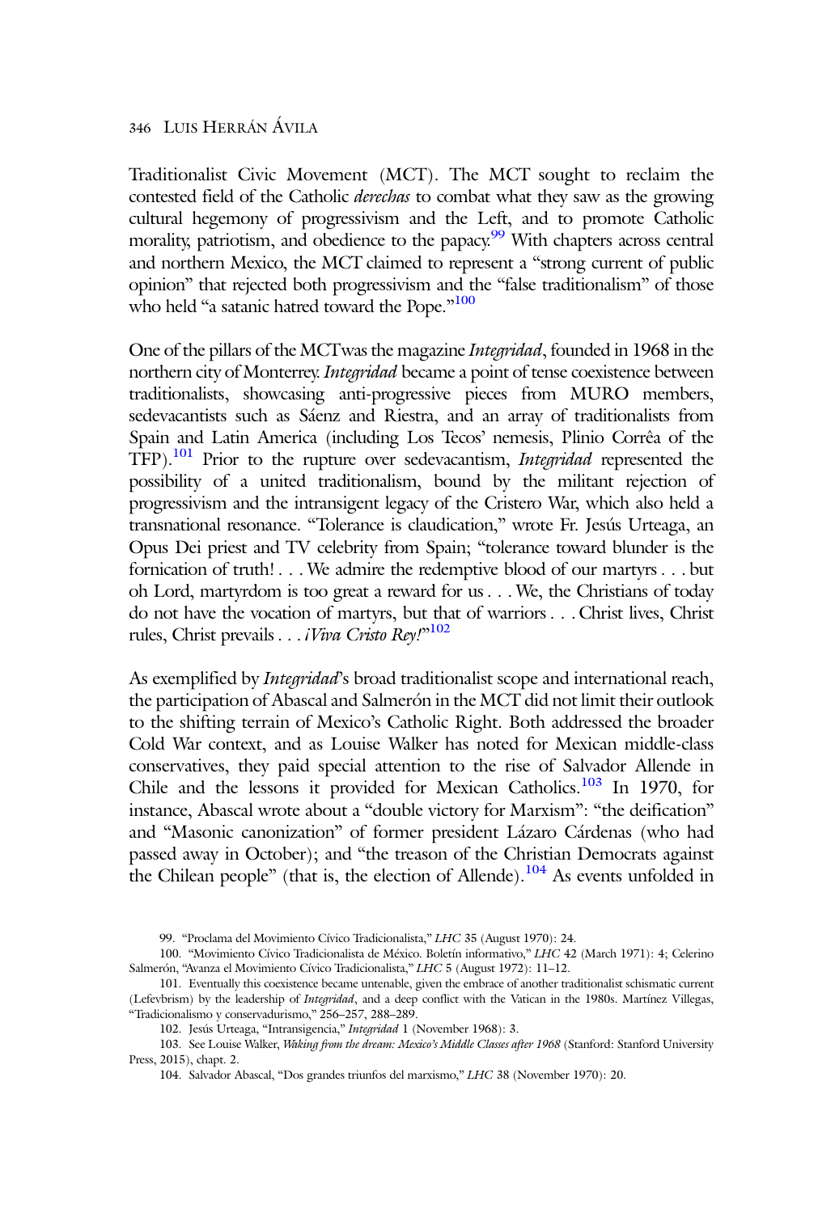Traditionalist Civic Movement (MCT). The MCT sought to reclaim the contested field of the Catholic *derechas* to combat what they saw as the growing cultural hegemony of progressivism and the Left, and to promote Catholic morality, patriotism, and obedience to the papacy.[99] With chapters across central and northern Mexico, the MCT claimed to represent a "strong current of public opinion" that rejected both progressivism and the "false traditionalism" of those who held "a satanic hatred toward the Pope."[100]

One of the pillars of the MCT was the magazine *Integridad*, founded in 1968 in the northern city of Monterrey. *Integridad* became a point of tense coexistence between traditionalists, showcasing anti-progressive pieces from MURO members, sedevacantists such as Sáenz and Riestra, and an array of traditionalists from Spain and Latin America (including Los Tecos' nemesis, Plinio Corrêa of the TFP).[101] Prior to the rupture over sedevacantism, *Integridad* represented the possibility of a united traditionalism, bound by the militant rejection of progressivism and the intransigent legacy of the Cristero War, which also held a transnational resonance. "Tolerance is claudication," wrote Fr. Jesús Urteaga, an Opus Dei priest and TV celebrity from Spain; "tolerance toward blunder is the fornication of truth! . . . We admire the redemptive blood of our martyrs . . . but oh Lord, martyrdom is too great a reward for us . . . We, the Christians of today do not have the vocation of martyrs, but that of warriors . . . Christ lives, Christ rules, Christ prevails . . . *¡Viva Cristo Rey!*"[102]

As exemplified by *Integridad*'s broad traditionalist scope and international reach, the participation of Abascal and Salmerón in the MCT did not limit their outlook to the shifting terrain of Mexico's Catholic Right. Both addressed the broader Cold War context, and as Louise Walker has noted for Mexican middle-class conservatives, they paid special attention to the rise of Salvador Allende in Chile and the lessons it provided for Mexican Catholics.[103] In 1970, for instance, Abascal wrote about a "double victory for Marxism": "the deification" and "Masonic canonization" of former president Lázaro Cárdenas (who had passed away in October); and "the treason of the Christian Democrats against the Chilean people" (that is, the election of Allende).[104] As events unfolded in

99. "Proclama del Movimiento Cívico Tradicionalista," *LHC* 35 (August 1970): 24.

100. "Movimiento Cívico Tradicionalista de México. Boletín informativo," *LHC* 42 (March 1971): 4; Celerino Salmerón, "Avanza el Movimiento Cívico Tradicionalista," *LHC* 5 (August 1972): 11–12.

101. Eventually this coexistence became untenable, given the embrace of another traditionalist schismatic current (Lefevbrism) by the leadership of *Integridad*, and a deep conflict with the Vatican in the 1980s. Martínez Villegas, "Tradicionalismo y conservadurismo," 256–257, 288–289.

102. Jesús Urteaga, "Intransigencia," *Integridad* 1 (November 1968): 3.

103. See Louise Walker, *Waking from the dream: Mexico's Middle Classes after 1968* (Stanford: Stanford University Press, 2015), chapt. 2.

104. Salvador Abascal, "Dos grandes triunfos del marxismo," *LHC* 38 (November 1970): 20.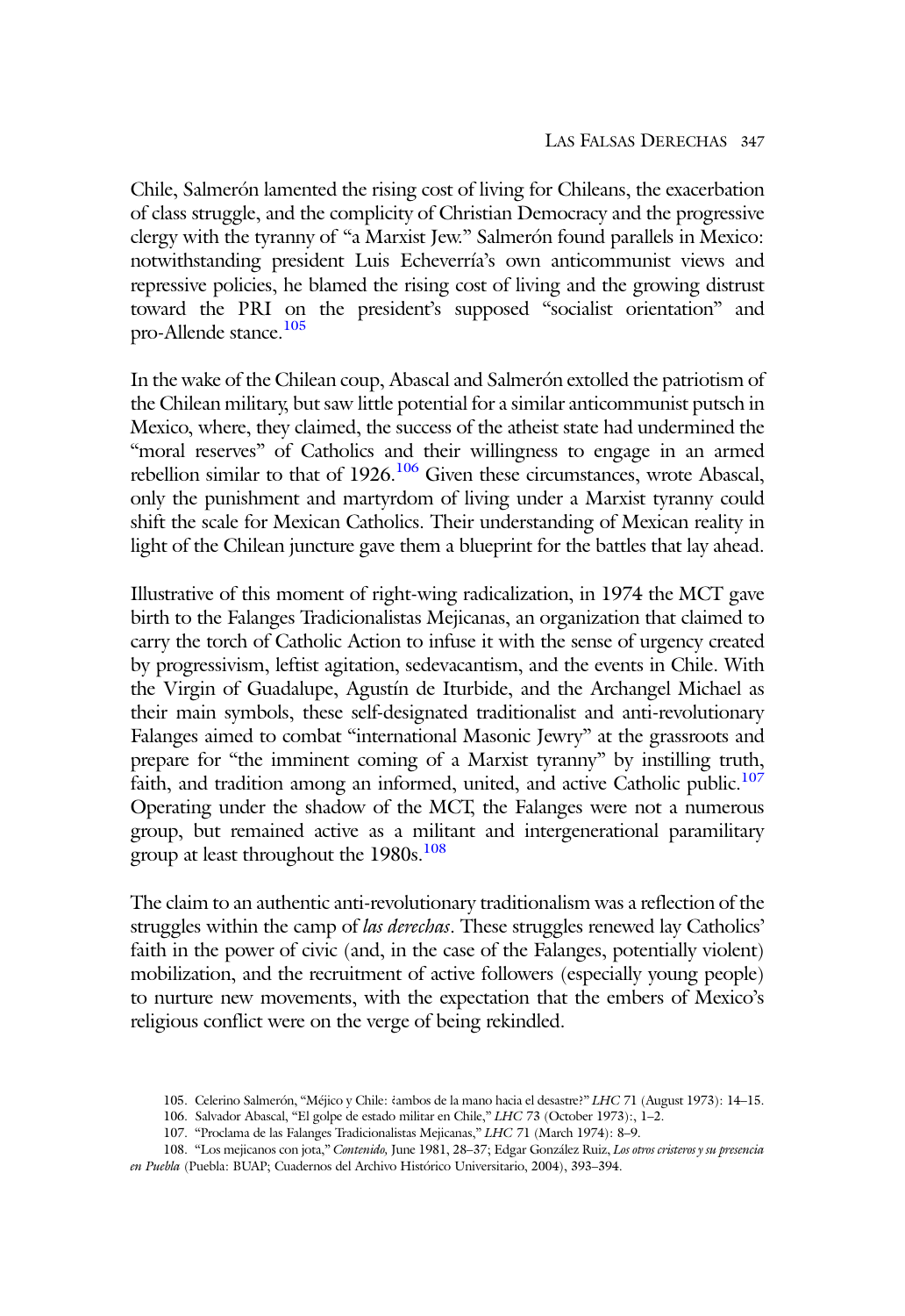Chile, Salmerón lamented the rising cost of living for Chileans, the exacerbation of class struggle, and the complicity of Christian Democracy and the progressive clergy with the tyranny of "a Marxist Jew." Salmerón found parallels in Mexico: notwithstanding president Luis Echeverría's own anticommunist views and repressive policies, he blamed the rising cost of living and the growing distrust toward the PRI on the president's supposed "socialist orientation" and pro-Allende stance.[105]

In the wake of the Chilean coup, Abascal and Salmerón extolled the patriotism of the Chilean military, but saw little potential for a similar anticommunist putsch in Mexico, where, they claimed, the success of the atheist state had undermined the "moral reserves" of Catholics and their willingness to engage in an armed rebellion similar to that of 1926.[106] Given these circumstances, wrote Abascal, only the punishment and martyrdom of living under a Marxist tyranny could shift the scale for Mexican Catholics. Their understanding of Mexican reality in light of the Chilean juncture gave them a blueprint for the battles that lay ahead.

Illustrative of this moment of right-wing radicalization, in 1974 the MCT gave birth to the Falanges Tradicionalistas Mejicanas, an organization that claimed to carry the torch of Catholic Action to infuse it with the sense of urgency created by progressivism, leftist agitation, sedevacantism, and the events in Chile. With the Virgin of Guadalupe, Agustín de Iturbide, and the Archangel Michael as their main symbols, these self-designated traditionalist and anti-revolutionary Falanges aimed to combat "international Masonic Jewry" at the grassroots and prepare for "the imminent coming of a Marxist tyranny" by instilling truth, faith, and tradition among an informed, united, and active Catholic public.[107] Operating under the shadow of the MCT, the Falanges were not a numerous group, but remained active as a militant and intergenerational paramilitary group at least throughout the 1980s.[108]

The claim to an authentic anti-revolutionary traditionalism was a reflection of the struggles within the camp of *las derechas*. These struggles renewed lay Catholics' faith in the power of civic (and, in the case of the Falanges, potentially violent) mobilization, and the recruitment of active followers (especially young people) to nurture new movements, with the expectation that the embers of Mexico's religious conflict were on the verge of being rekindled.

105. Celerino Salmerón, "Méjico y Chile: ¿ambos de la mano hacia el desastre?" *LHC* 71 (August 1973): 14–15.

106. Salvador Abascal, "El golpe de estado militar en Chile," *LHC* 73 (October 1973):, 1–2.

107. "Proclama de las Falanges Tradicionalistas Mejicanas," *LHC* 71 (March 1974): 8–9.

108. "Los mejicanos con jota," *Contenido,* June 1981, 28–37; Edgar González Ruiz, *Los otros cristeros y su presencia en Puebla* (Puebla: BUAP; Cuadernos del Archivo Histórico Universitario, 2004), 393–394.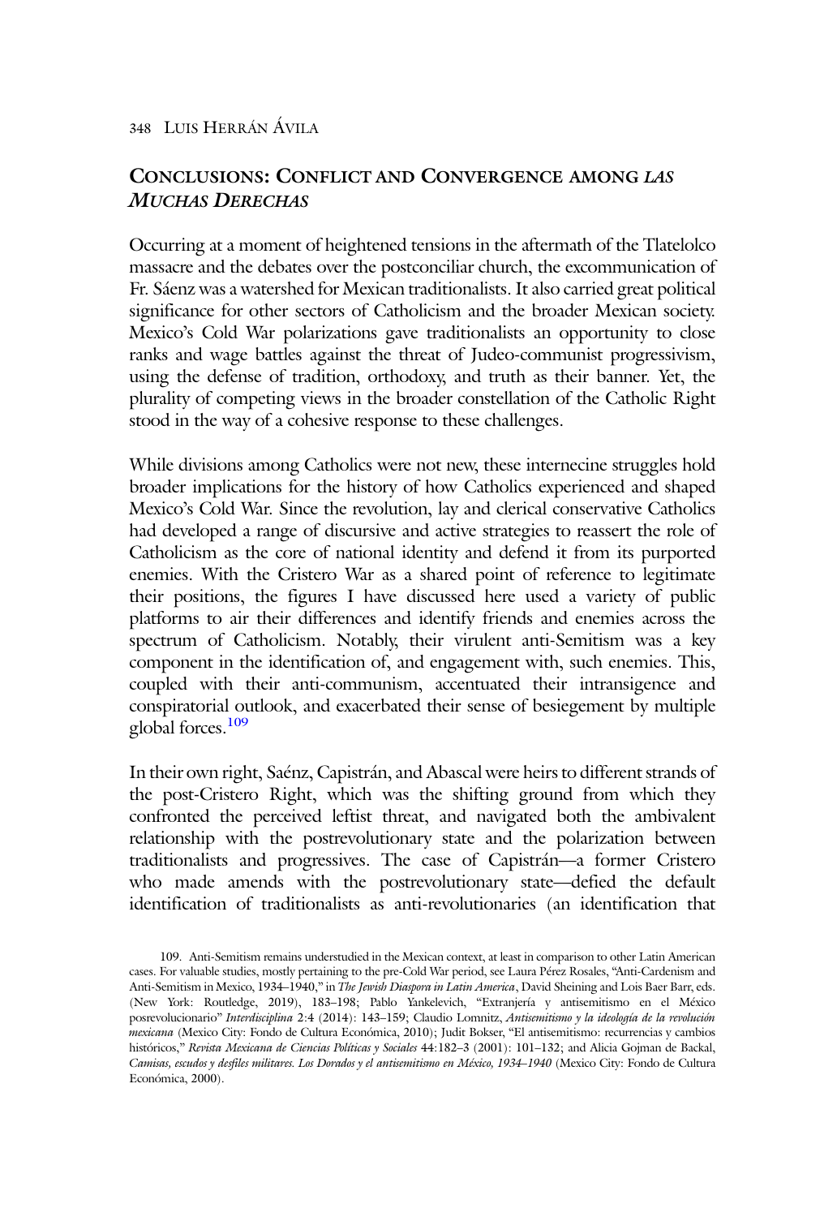## Conclusions: Conflict and Convergence among *Las Muchas Derechas*

Occurring at a moment of heightened tensions in the aftermath of the Tlatelolco massacre and the debates over the postconciliar church, the excommunication of Fr. Sáenz was a watershed for Mexican traditionalists. It also carried great political significance for other sectors of Catholicism and the broader Mexican society. Mexico's Cold War polarizations gave traditionalists an opportunity to close ranks and wage battles against the threat of Judeo-communist progressivism, using the defense of tradition, orthodoxy, and truth as their banner. Yet, the plurality of competing views in the broader constellation of the Catholic Right stood in the way of a cohesive response to these challenges.

While divisions among Catholics were not new, these internecine struggles hold broader implications for the history of how Catholics experienced and shaped Mexico's Cold War. Since the revolution, lay and clerical conservative Catholics had developed a range of discursive and active strategies to reassert the role of Catholicism as the core of national identity and defend it from its purported enemies. With the Cristero War as a shared point of reference to legitimate their positions, the figures I have discussed here used a variety of public platforms to air their differences and identify friends and enemies across the spectrum of Catholicism. Notably, their virulent anti-Semitism was a key component in the identification of, and engagement with, such enemies. This, coupled with their anti-communism, accentuated their intransigence and conspiratorial outlook, and exacerbated their sense of besiegement by multiple global forces.[109]

In their own right, Saénz, Capistrán, and Abascal were heirs to different strands of the post-Cristero Right, which was the shifting ground from which they confronted the perceived leftist threat, and navigated both the ambivalent relationship with the postrevolutionary state and the polarization between traditionalists and progressives. The case of Capistrán—a former Cristero who made amends with the postrevolutionary state—defied the default identification of traditionalists as anti-revolutionaries (an identification that

109. Anti-Semitism remains understudied in the Mexican context, at least in comparison to other Latin American cases. For valuable studies, mostly pertaining to the pre-Cold War period, see Laura Pérez Rosales, "Anti-Cardenism and Anti-Semitism in Mexico, 1934–1940," in *The Jewish Diaspora in Latin America*, David Sheining and Lois Baer Barr, eds. (New York: Routledge, 2019), 183–198; Pablo Yankelevich, "Extranjería y antisemitismo en el México posrevolucionario" *Interdisciplina* 2:4 (2014): 143–159; Claudio Lomnitz, *Antisemitismo y la ideología de la revolución mexicana* (Mexico City: Fondo de Cultura Económica, 2010); Judit Bokser, "El antisemitismo: recurrencias y cambios históricos," *Revista Mexicana de Ciencias Políticas y Sociales* 44:182–3 (2001): 101–132; and Alicia Gojman de Backal, *Camisas, escudos y desfiles militares. Los Dorados y el antisemitismo en México, 1934–1940* (Mexico City: Fondo de Cultura Económica, 2000).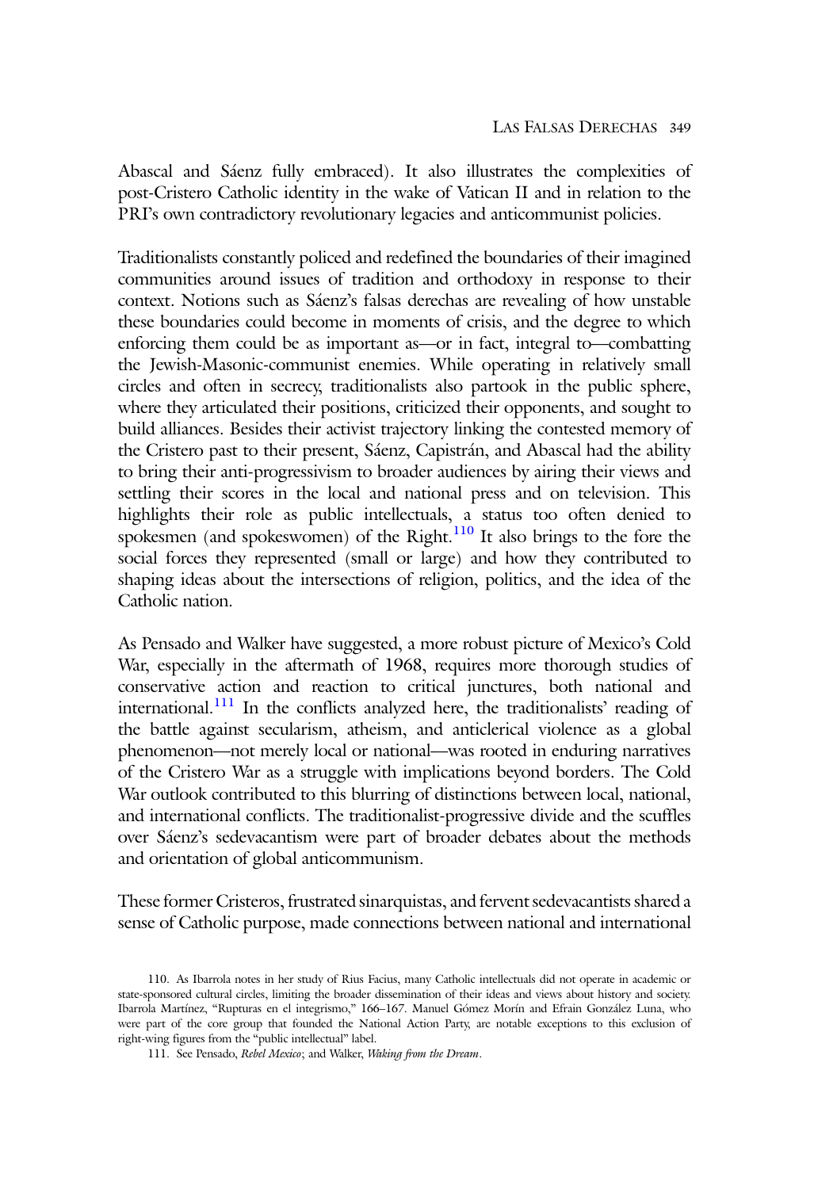Abascal and Sáenz fully embraced). It also illustrates the complexities of post-Cristero Catholic identity in the wake of Vatican II and in relation to the PRI's own contradictory revolutionary legacies and anticommunist policies.

Traditionalists constantly policed and redefined the boundaries of their imagined communities around issues of tradition and orthodoxy in response to their context. Notions such as Sáenz's falsas derechas are revealing of how unstable these boundaries could become in moments of crisis, and the degree to which enforcing them could be as important as—or in fact, integral to—combatting the Jewish-Masonic-communist enemies. While operating in relatively small circles and often in secrecy, traditionalists also partook in the public sphere, where they articulated their positions, criticized their opponents, and sought to build alliances. Besides their activist trajectory linking the contested memory of the Cristero past to their present, Sáenz, Capistrán, and Abascal had the ability to bring their anti-progressivism to broader audiences by airing their views and settling their scores in the local and national press and on television. This highlights their role as public intellectuals, a status too often denied to spokesmen (and spokeswomen) of the Right.[110] It also brings to the fore the social forces they represented (small or large) and how they contributed to shaping ideas about the intersections of religion, politics, and the idea of the Catholic nation.

As Pensado and Walker have suggested, a more robust picture of Mexico's Cold War, especially in the aftermath of 1968, requires more thorough studies of conservative action and reaction to critical junctures, both national and international.[111] In the conflicts analyzed here, the traditionalists' reading of the battle against secularism, atheism, and anticlerical violence as a global phenomenon—not merely local or national—was rooted in enduring narratives of the Cristero War as a struggle with implications beyond borders. The Cold War outlook contributed to this blurring of distinctions between local, national, and international conflicts. The traditionalist-progressive divide and the scuffles over Sáenz's sedevacantism were part of broader debates about the methods and orientation of global anticommunism.

These former Cristeros, frustrated sinarquistas, and fervent sedevacantists shared a sense of Catholic purpose, made connections between national and international

110. As Ibarrola notes in her study of Rius Facius, many Catholic intellectuals did not operate in academic or state-sponsored cultural circles, limiting the broader dissemination of their ideas and views about history and society. Ibarrola Martínez, "Rupturas en el integrismo," 166–167. Manuel Gómez Morín and Efrain González Luna, who were part of the core group that founded the National Action Party, are notable exceptions to this exclusion of right-wing figures from the "public intellectual" label.

111. See Pensado, *Rebel Mexico*; and Walker, *Waking from the Dream*.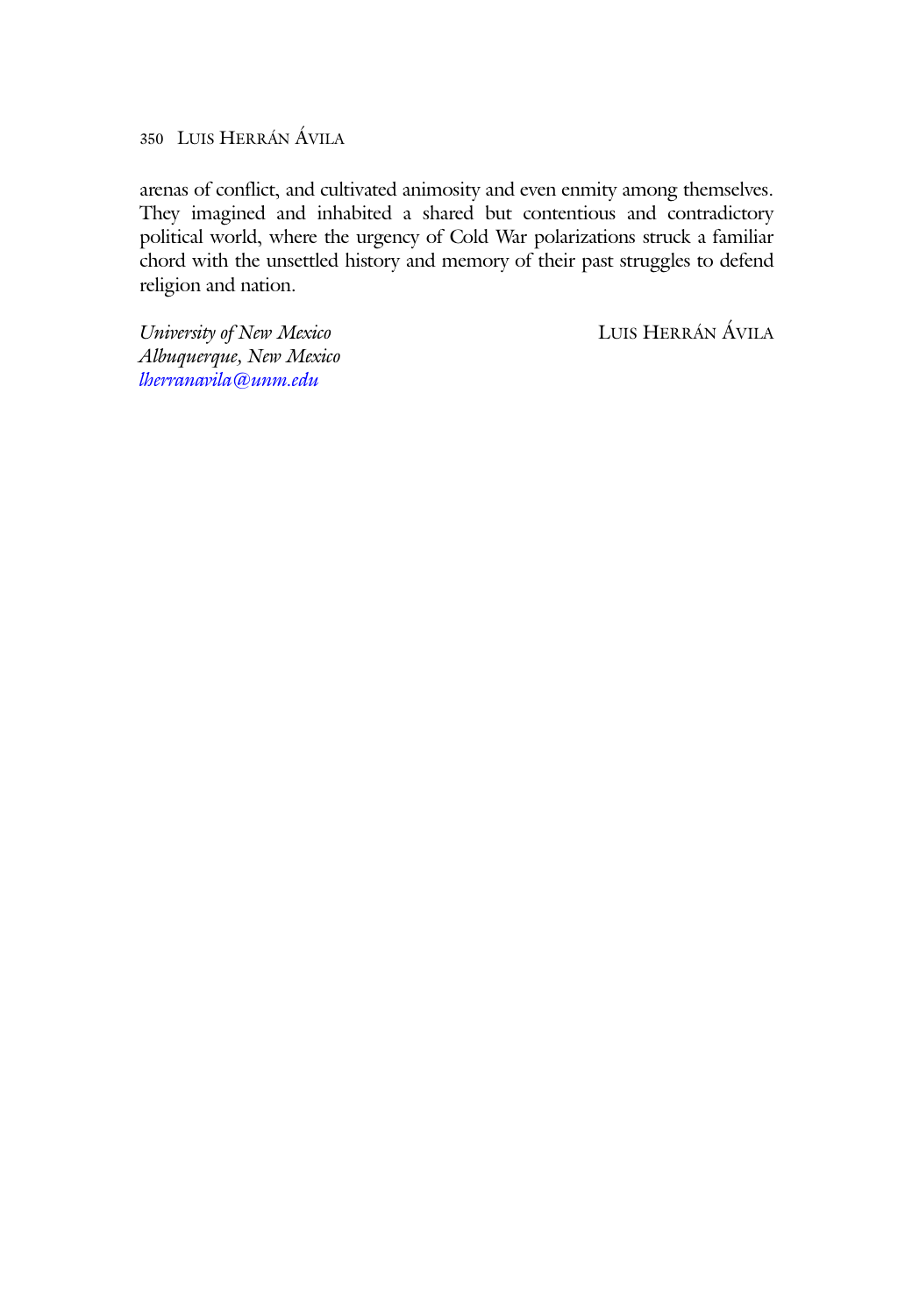arenas of conflict, and cultivated animosity and even enmity among themselves. They imagined and inhabited a shared but contentious and contradictory political world, where the urgency of Cold War polarizations struck a familiar chord with the unsettled history and memory of their past struggles to defend religion and nation.

*University of New Mexico*
*Albuquerque, New Mexico*
*lherranavila@unm.edu*

LUIS HERRÁN ÁVILA